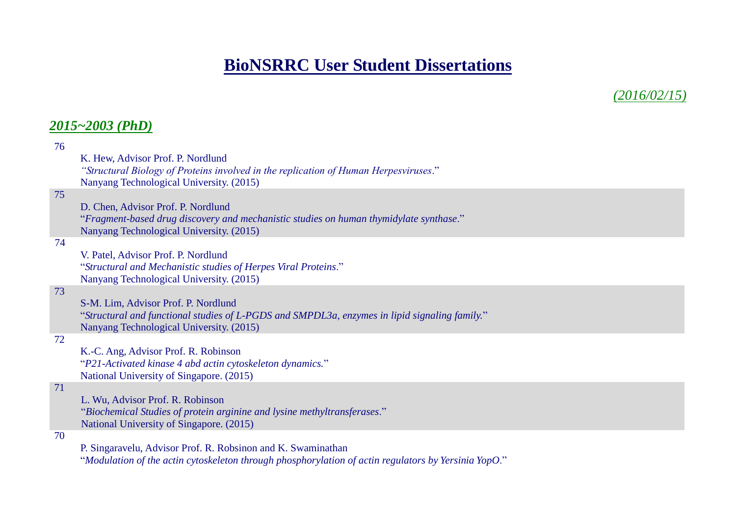# BioNSRRC User Student Dissertations

*(2016/02/15)*

## *2015~2003 (PhD)*

76

K. Hew, Advisor Prof. P. Nordlund
*"Structural Biology of Proteins involved in the replication of Human Herpesviruses*."
Nanyang Technological University. (2015)

75

D. Chen, Advisor Prof. P. Nordlund
"*Fragment-based drug discovery and mechanistic studies on human thymidylate synthase*."
Nanyang Technological University. (2015)

74

V. Patel, Advisor Prof. P. Nordlund
"*Structural and Mechanistic studies of Herpes Viral Proteins*."
Nanyang Technological University. (2015)

73

S-M. Lim, Advisor Prof. P. Nordlund
"*Structural and functional studies of L-PGDS and SMPDL3a, enzymes in lipid signaling family.*"
Nanyang Technological University. (2015)

72

K.-C. Ang, Advisor Prof. R. Robinson
"*P21-Activated kinase 4 abd actin cytoskeleton dynamics.*"
National University of Singapore. (2015)

71

L. Wu, Advisor Prof. R. Robinson
"*Biochemical Studies of protein arginine and lysine methyltransferases*."
National University of Singapore. (2015)

70

P. Singaravelu, Advisor Prof. R. Robsinon and K. Swaminathan
"*Modulation of the actin cytoskeleton through phosphorylation of actin regulators by Yersinia YopO*."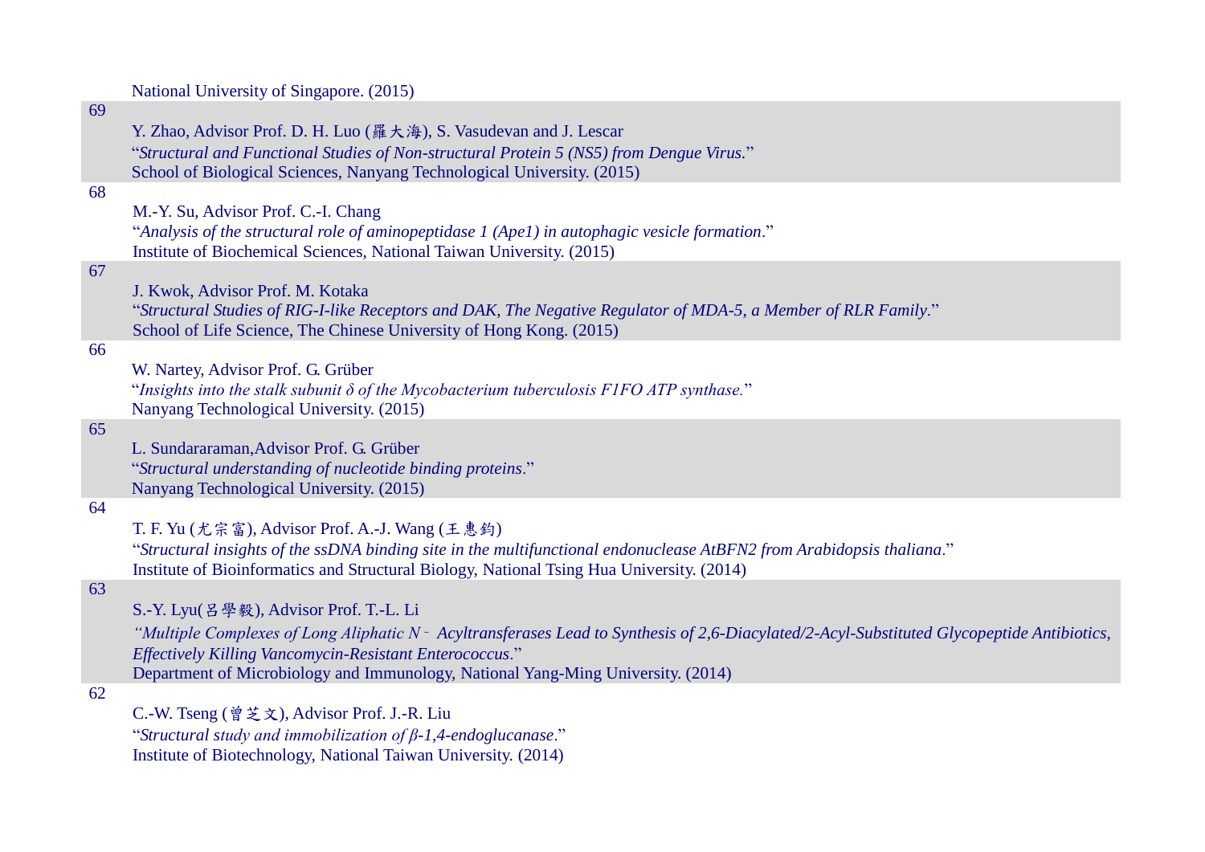National University of Singapore. (2015)

69

Y. Zhao, Advisor Prof. D. H. Luo (羅大海), S. Vasudevan and J. Lescar
"*Structural and Functional Studies of Non-structural Protein 5 (NS5) from Dengue Virus.*"
School of Biological Sciences, Nanyang Technological University. (2015)

68

M.-Y. Su, Advisor Prof. C.-I. Chang
"*Analysis of the structural role of aminopeptidase 1 (Ape1) in autophagic vesicle formation*."
Institute of Biochemical Sciences, National Taiwan University. (2015)

67

J. Kwok, Advisor Prof. M. Kotaka
"*Structural Studies of RIG-I-like Receptors and DAK, The Negative Regulator of MDA-5, a Member of RLR Family*."
School of Life Science, The Chinese University of Hong Kong. (2015)

66

W. Nartey, Advisor Prof. G. Grüber
"*Insights into the stalk subunit δ of the Mycobacterium tuberculosis F1FO ATP synthase.*"
Nanyang Technological University. (2015)

65

L. Sundararaman,Advisor Prof. G. Grüber
"*Structural understanding of nucleotide binding proteins*."
Nanyang Technological University. (2015)

64

T. F. Yu (尤宗富), Advisor Prof. A.-J. Wang (王惠鈞)
"*Structural insights of the ssDNA binding site in the multifunctional endonuclease AtBFN2 from Arabidopsis thaliana*."
Institute of Bioinformatics and Structural Biology, National Tsing Hua University. (2014)

63

S.-Y. Lyu(呂學毅), Advisor Prof. T.-L. Li
"*Multiple Complexes of Long Aliphatic N‐ Acyltransferases Lead to Synthesis of 2,6-Diacylated/2-Acyl-Substituted Glycopeptide Antibiotics, Effectively Killing Vancomycin-Resistant Enterococcus*."
Department of Microbiology and Immunology, National Yang-Ming University. (2014)

62

C.-W. Tseng (曾芝文), Advisor Prof. J.-R. Liu
"*Structural study and immobilization of β-1,4-endoglucanase*."
Institute of Biotechnology, National Taiwan University. (2014)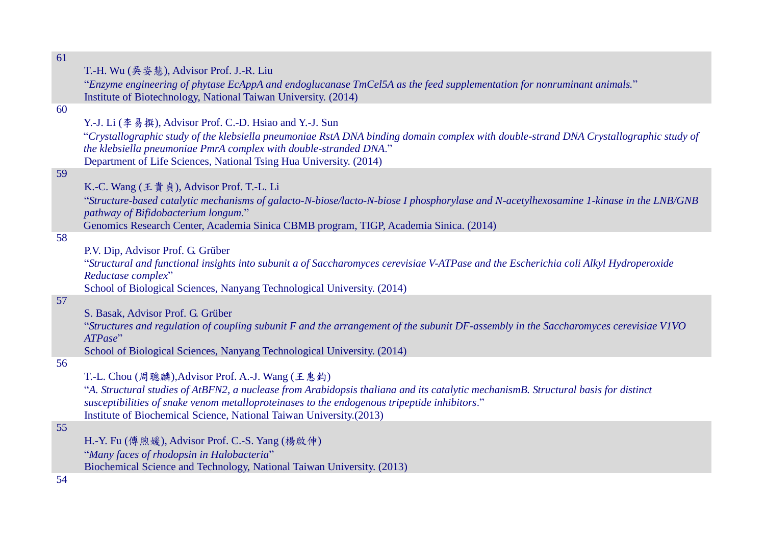61

T.-H. Wu (吳姿慧), Advisor Prof. J.-R. Liu

"*Enzyme engineering of phytase EcAppA and endoglucanase TmCel5A as the feed supplementation for nonruminant animals.*"

Institute of Biotechnology, National Taiwan University. (2014)

60

Y.-J. Li (李易撰), Advisor Prof. C.-D. Hsiao and Y.-J. Sun

"*Crystallographic study of the klebsiella pneumoniae RstA DNA binding domain complex with double-strand DNA Crystallographic study of the klebsiella pneumoniae PmrA complex with double-stranded DNA.*"

Department of Life Sciences, National Tsing Hua University. (2014)

59

K.-C. Wang (王貴貞), Advisor Prof. T.-L. Li

"*Structure-based catalytic mechanisms of galacto-N-biose/lacto-N-biose I phosphorylase and N-acetylhexosamine 1-kinase in the LNB/GNB pathway of Bifidobacterium longum*."

Genomics Research Center, Academia Sinica CBMB program, TIGP, Academia Sinica. (2014)

58

P.V. Dip, Advisor Prof. G. Grüber

"*Structural and functional insights into subunit a of Saccharomyces cerevisiae V-ATPase and the Escherichia coli Alkyl Hydroperoxide Reductase complex*"

School of Biological Sciences, Nanyang Technological University. (2014)

57

S. Basak, Advisor Prof. G. Grüber

"*Structures and regulation of coupling subunit F and the arrangement of the subunit DF-assembly in the Saccharomyces cerevisiae V1VO ATPase*"

School of Biological Sciences, Nanyang Technological University. (2014)

56

T.-L. Chou (周聰麟),Advisor Prof. A.-J. Wang (王惠鈞)

"*A. Structural studies of AtBFN2, a nuclease from Arabidopsis thaliana and its catalytic mechanismB. Structural basis for distinct susceptibilities of snake venom metalloproteinases to the endogenous tripeptide inhibitors*."

Institute of Biochemical Science, National Taiwan University.(2013)

55

H.-Y. Fu (傅煦媛), Advisor Prof. C.-S. Yang (楊啟伸)

"*Many faces of rhodopsin in Halobacteria*"

Biochemical Science and Technology, National Taiwan University. (2013)

54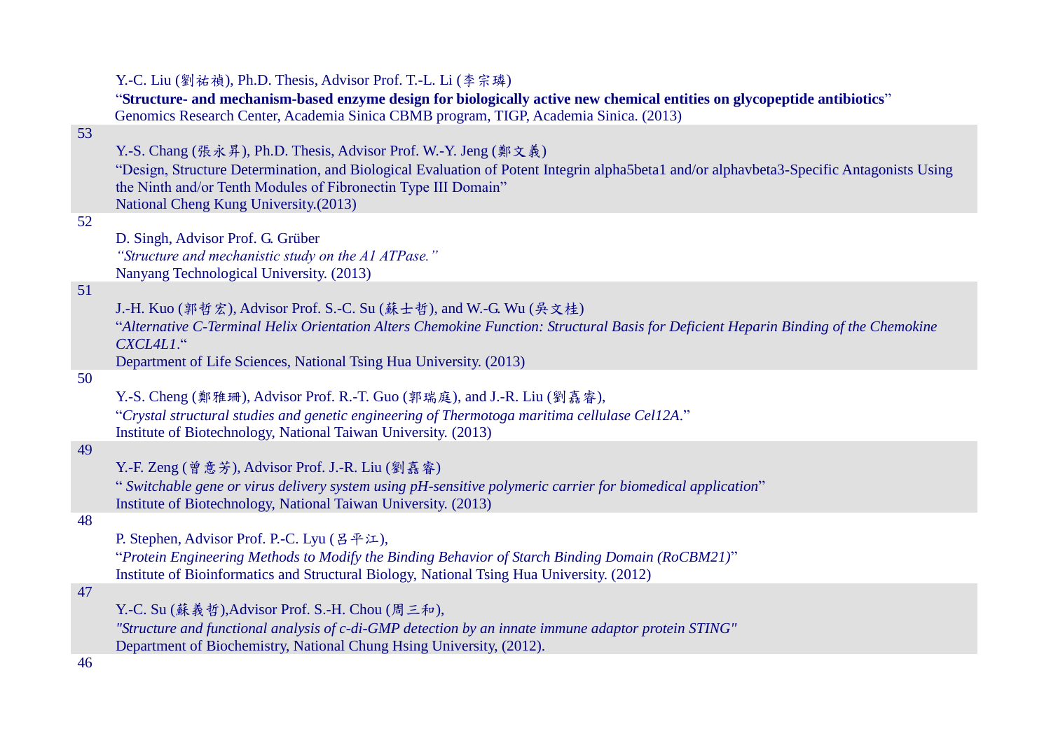Y.-C. Liu (劉祐禎), Ph.D. Thesis, Advisor Prof. T.-L. Li (李宗璘)
"**Structure- and mechanism-based enzyme design for biologically active new chemical entities on glycopeptide antibiotics**"
Genomics Research Center, Academia Sinica CBMB program, TIGP, Academia Sinica. (2013)

53

Y.-S. Chang (張永昇), Ph.D. Thesis, Advisor Prof. W.-Y. Jeng (鄭文義)
"Design, Structure Determination, and Biological Evaluation of Potent Integrin alpha5beta1 and/or alphavbeta3-Specific Antagonists Using the Ninth and/or Tenth Modules of Fibronectin Type III Domain"
National Cheng Kung University.(2013)

52

D. Singh, Advisor Prof. G. Grüber
*"Structure and mechanistic study on the A1 ATPase."*
Nanyang Technological University. (2013)

51

J.-H. Kuo (郭哲宏), Advisor Prof. S.-C. Su (蘇士哲), and W.-G. Wu (吳文桂)
"*Alternative C-Terminal Helix Orientation Alters Chemokine Function: Structural Basis for Deficient Heparin Binding of the Chemokine CXCL4L1*."
Department of Life Sciences, National Tsing Hua University. (2013)

50

Y.-S. Cheng (鄭雅珊), Advisor Prof. R.-T. Guo (郭瑞庭), and J.-R. Liu (劉嚞睿),
"*Crystal structural studies and genetic engineering of Thermotoga maritima cellulase Cel12A*."
Institute of Biotechnology, National Taiwan University. (2013)

49

Y.-F. Zeng (曾意芳), Advisor Prof. J.-R. Liu (劉嚞睿)
" *Switchable gene or virus delivery system using pH-sensitive polymeric carrier for biomedical application*"
Institute of Biotechnology, National Taiwan University. (2013)

48

P. Stephen, Advisor Prof. P.-C. Lyu (呂平江),
"*Protein Engineering Methods to Modify the Binding Behavior of Starch Binding Domain (RoCBM21)*"
Institute of Bioinformatics and Structural Biology, National Tsing Hua University. (2012)

47

Y.-C. Su (蘇義哲),Advisor Prof. S.-H. Chou (周三和),
*"Structure and functional analysis of c-di-GMP detection by an innate immune adaptor protein STING"*
Department of Biochemistry, National Chung Hsing University, (2012).

46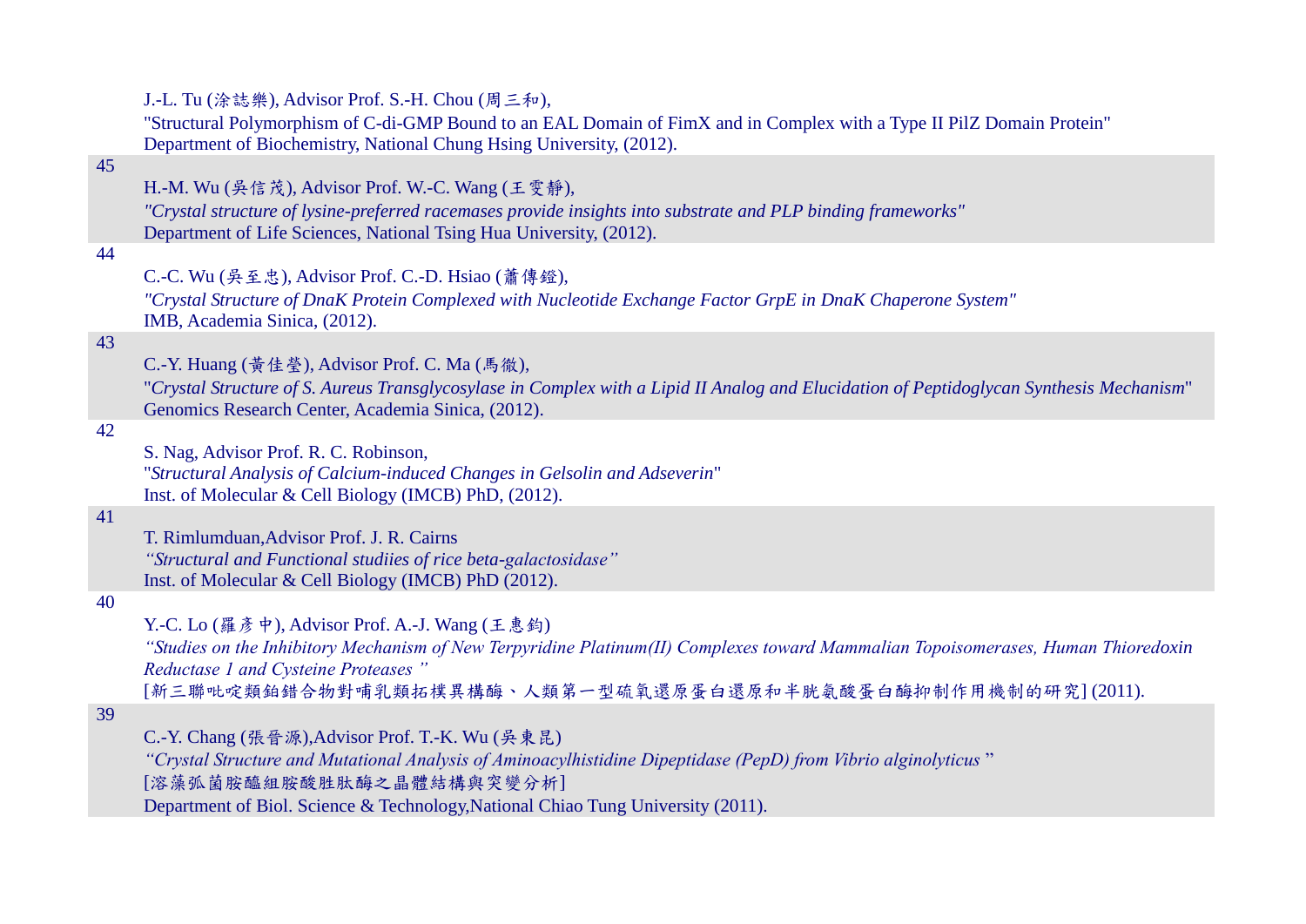J.-L. Tu (涂誌樂), Advisor Prof. S.-H. Chou (周三和),
"Structural Polymorphism of C-di-GMP Bound to an EAL Domain of FimX and in Complex with a Type II PilZ Domain Protein"
Department of Biochemistry, National Chung Hsing University, (2012).

45

H.-M. Wu (吳信茂), Advisor Prof. W.-C. Wang (王雯靜),
*"Crystal structure of lysine-preferred racemases provide insights into substrate and PLP binding frameworks"*
Department of Life Sciences, National Tsing Hua University, (2012).

44

C.-C. Wu (吳至忠), Advisor Prof. C.-D. Hsiao (蕭傳鐙),
*"Crystal Structure of DnaK Protein Complexed with Nucleotide Exchange Factor GrpE in DnaK Chaperone System"*
IMB, Academia Sinica, (2012).

43

C.-Y. Huang (黃佳瑩), Advisor Prof. C. Ma (馬徹),
"*Crystal Structure of S. Aureus Transglycosylase in Complex with a Lipid II Analog and Elucidation of Peptidoglycan Synthesis Mechanism*"
Genomics Research Center, Academia Sinica, (2012).

42

S. Nag, Advisor Prof. R. C. Robinson,
"*Structural Analysis of Calcium-induced Changes in Gelsolin and Adseverin*"
Inst. of Molecular & Cell Biology (IMCB) PhD, (2012).

41

T. Rimlumduan,Advisor Prof. J. R. Cairns
*"Structural and Functional studiies of rice beta-galactosidase"*
Inst. of Molecular & Cell Biology (IMCB) PhD (2012).

40

Y.-C. Lo (羅彥中), Advisor Prof. A.-J. Wang (王惠鈞)
*"Studies on the Inhibitory Mechanism of New Terpyridine Platinum(II) Complexes toward Mammalian Topoisomerases, Human Thioredoxin Reductase 1 and Cysteine Proteases "*
[新三聯吡啶類鉑錯合物對哺乳類拓樸異構酶、人類第一型硫氧還原蛋白還原和半胱氨酸蛋白酶抑制作用機制的研究] (2011).

39

C.-Y. Chang (張晉源),Advisor Prof. T.-K. Wu (吳東昆)
*"Crystal Structure and Mutational Analysis of Aminoacylhistidine Dipeptidase (PepD) from Vibrio alginolyticus"*
[溶藻弧菌胺醯組胺酸胜肽酶之晶體結構與突變分析]
Department of Biol. Science & Technology,National Chiao Tung University (2011).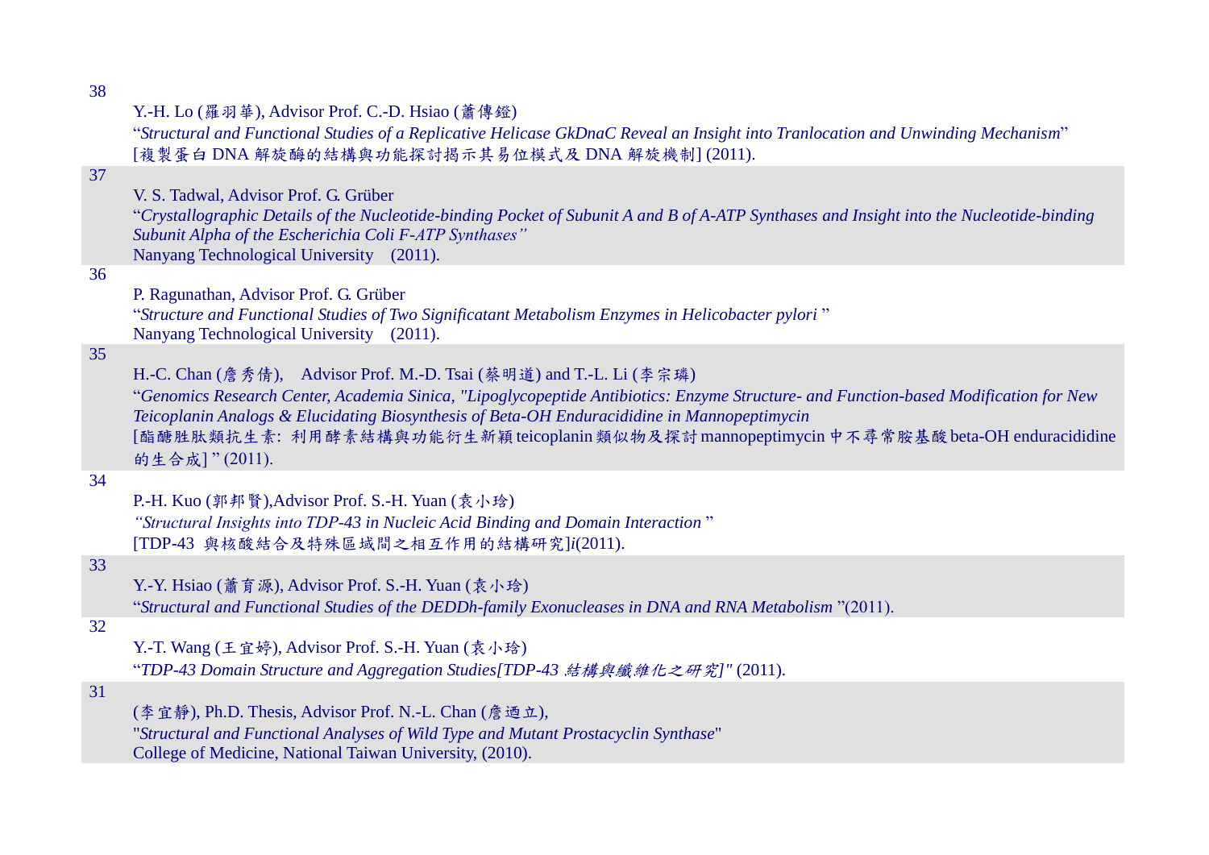38

Y.-H. Lo (羅羽華), Advisor Prof. C.-D. Hsiao (蕭傳鐙)
"*Structural and Functional Studies of a Replicative Helicase GkDnaC Reveal an Insight into Tranlocation and Unwinding Mechanism*"
[複製蛋白 DNA 解旋酶的結構與功能探討揭示其易位模式及 DNA 解旋機制] (2011).

37

V. S. Tadwal, Advisor Prof. G. Grüber
"*Crystallographic Details of the Nucleotide-binding Pocket of Subunit A and B of A-ATP Synthases and Insight into the Nucleotide-binding Subunit Alpha of the Escherichia Coli F-ATP Synthases"*
Nanyang Technological University (2011).

36

P. Ragunathan, Advisor Prof. G. Grüber
"*Structure and Functional Studies of Two Significatant Metabolism Enzymes in Helicobacter pylori* "
Nanyang Technological University (2011).

35

H.-C. Chan (詹秀倩), Advisor Prof. M.-D. Tsai (蔡明道) and T.-L. Li (李宗璘)
"*Genomics Research Center, Academia Sinica, "Lipoglycopeptide Antibiotics: Enzyme Structure- and Function-based Modification for New Teicoplanin Analogs & Elucidating Biosynthesis of Beta-OH Enduracididine in Mannopeptimycin*
[酯醣胜肽類抗生素: 利用酵素結構與功能衍生新穎 teicoplanin 類似物及探討 mannopeptimycin 中不尋常胺基酸 beta-OH enduracididine 的生合成] " (2011).

34

P.-H. Kuo (郭邦賢),Advisor Prof. S.-H. Yuan (袁小琀)
*"Structural Insights into TDP-43 in Nucleic Acid Binding and Domain Interaction* "
[TDP-43 與核酸結合及特殊區域間之相互作用的結構研究]*i*(2011).

33

Y.-Y. Hsiao (蕭育源), Advisor Prof. S.-H. Yuan (袁小琀)
"*Structural and Functional Studies of the DEDDh-family Exonucleases in DNA and RNA Metabolism* "(2011).

32

Y.-T. Wang (王宜婷), Advisor Prof. S.-H. Yuan (袁小琀)
"*TDP-43 Domain Structure and Aggregation Studies[TDP-43 結構與纖維化之研究]"* (2011).

31

(李宜靜), Ph.D. Thesis, Advisor Prof. N.-L. Chan (詹迺立),
"*Structural and Functional Analyses of Wild Type and Mutant Prostacyclin Synthase*"
College of Medicine, National Taiwan University, (2010).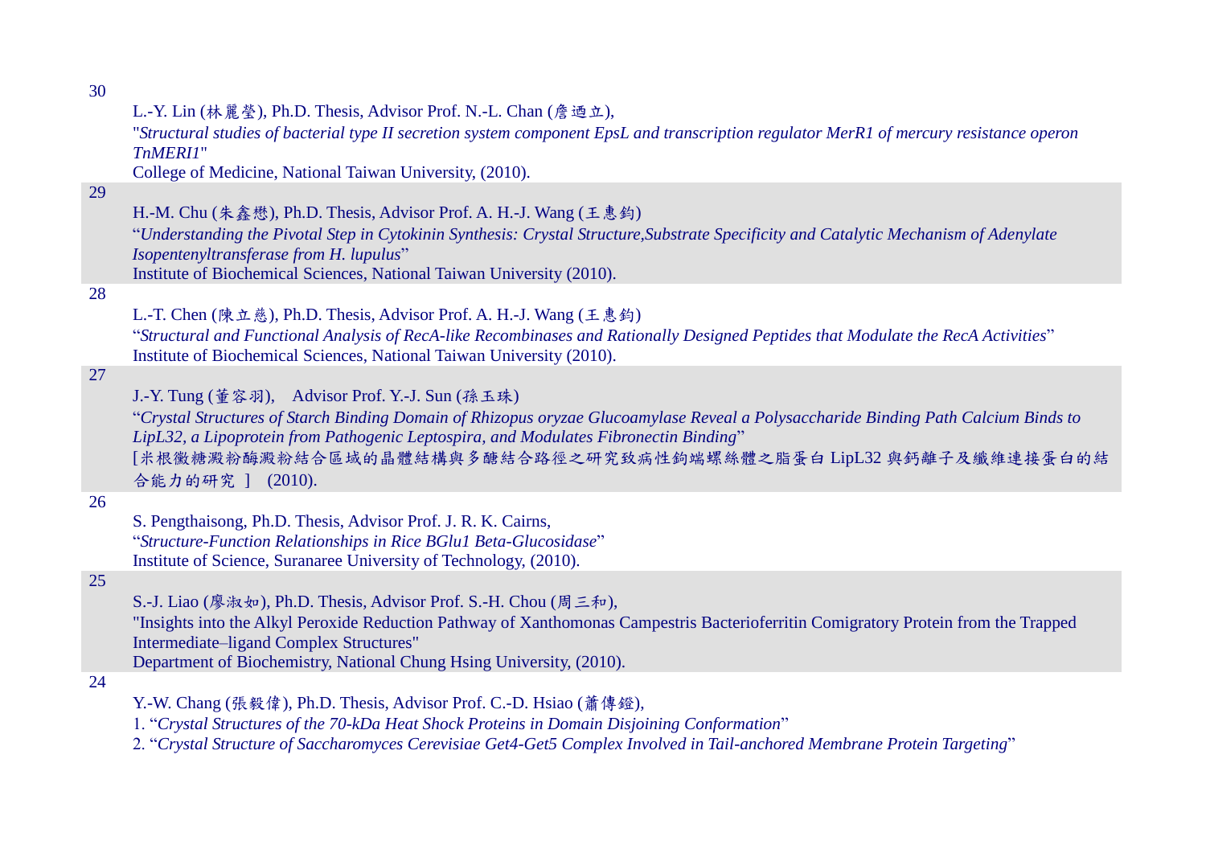30

L.-Y. Lin (林麗瑩), Ph.D. Thesis, Advisor Prof. N.-L. Chan (詹迺立),
"*Structural studies of bacterial type II secretion system component EpsL and transcription regulator MerR1 of mercury resistance operon TnMERI1*"
College of Medicine, National Taiwan University, (2010).

29

H.-M. Chu (朱鑫懋), Ph.D. Thesis, Advisor Prof. A. H.-J. Wang (王惠鈞)
"*Understanding the Pivotal Step in Cytokinin Synthesis: Crystal Structure,Substrate Specificity and Catalytic Mechanism of Adenylate Isopentenyltransferase from H. lupulus*"
Institute of Biochemical Sciences, National Taiwan University (2010).

28

L.-T. Chen (陳立慈), Ph.D. Thesis, Advisor Prof. A. H.-J. Wang (王惠鈞)
"*Structural and Functional Analysis of RecA-like Recombinases and Rationally Designed Peptides that Modulate the RecA Activities*"
Institute of Biochemical Sciences, National Taiwan University (2010).

27

J.-Y. Tung (董容羽), Advisor Prof. Y.-J. Sun (孫玉珠)
"*Crystal Structures of Starch Binding Domain of Rhizopus oryzae Glucoamylase Reveal a Polysaccharide Binding Path Calcium Binds to LipL32, a Lipoprotein from Pathogenic Leptospira, and Modulates Fibronectin Binding*"
[米根黴糖澱粉酶澱粉結合區域的晶體結構與多醣結合路徑之研究致病性鉤端螺絲體之脂蛋白 LipL32 與鈣離子及纖維連接蛋白的結合能力的研究 ] (2010).

26

S. Pengthaisong, Ph.D. Thesis, Advisor Prof. J. R. K. Cairns,
"*Structure-Function Relationships in Rice BGlu1 Beta-Glucosidase*"
Institute of Science, Suranaree University of Technology, (2010).

25

S.-J. Liao (廖淑如), Ph.D. Thesis, Advisor Prof. S.-H. Chou (周三和),
"Insights into the Alkyl Peroxide Reduction Pathway of Xanthomonas Campestris Bacterioferritin Comigratory Protein from the Trapped Intermediate–ligand Complex Structures"
Department of Biochemistry, National Chung Hsing University, (2010).

24

Y.-W. Chang (張毅偉), Ph.D. Thesis, Advisor Prof. C.-D. Hsiao (蕭傳鐙),
1. "*Crystal Structures of the 70-kDa Heat Shock Proteins in Domain Disjoining Conformation*"
2. "*Crystal Structure of Saccharomyces Cerevisiae Get4-Get5 Complex Involved in Tail-anchored Membrane Protein Targeting*"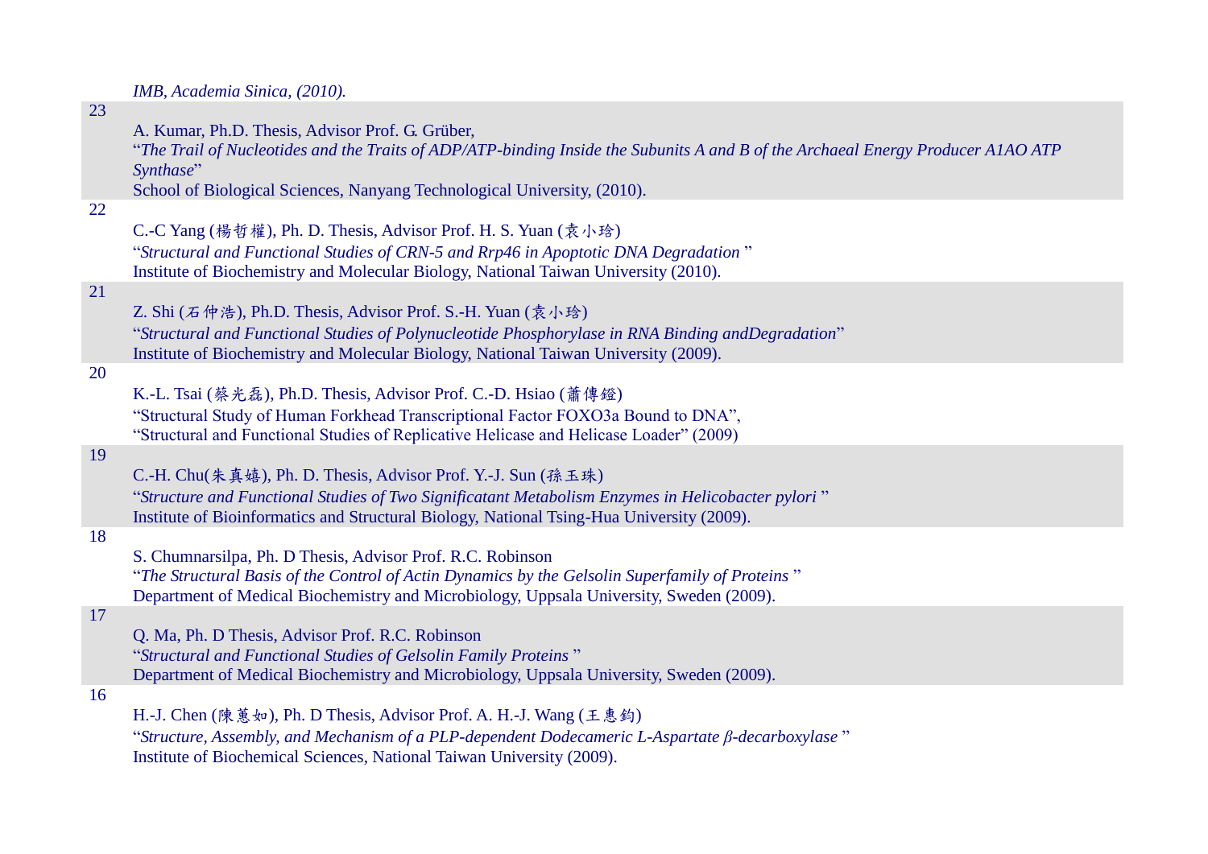*IMB, Academia Sinica, (2010).*

23

A. Kumar, Ph.D. Thesis, Advisor Prof. G. Grüber,
"*The Trail of Nucleotides and the Traits of ADP/ATP-binding Inside the Subunits A and B of the Archaeal Energy Producer A1AO ATP Synthase*"
School of Biological Sciences, Nanyang Technological University, (2010).

22

C.-C Yang (楊哲權), Ph. D. Thesis, Advisor Prof. H. S. Yuan (袁小琀)
"*Structural and Functional Studies of CRN-5 and Rrp46 in Apoptotic DNA Degradation* "
Institute of Biochemistry and Molecular Biology, National Taiwan University (2010).

21

Z. Shi (石仲浩), Ph.D. Thesis, Advisor Prof. S.-H. Yuan (袁小琀)
"*Structural and Functional Studies of Polynucleotide Phosphorylase in RNA Binding andDegradation*"
Institute of Biochemistry and Molecular Biology, National Taiwan University (2009).

20

K.-L. Tsai (蔡光磊), Ph.D. Thesis, Advisor Prof. C.-D. Hsiao (蕭傳鐙)
"Structural Study of Human Forkhead Transcriptional Factor FOXO3a Bound to DNA",
"Structural and Functional Studies of Replicative Helicase and Helicase Loader" (2009)

19

C.-H. Chu(朱真嬉), Ph. D. Thesis, Advisor Prof. Y.-J. Sun (孫玉珠)
"*Structure and Functional Studies of Two Significatant Metabolism Enzymes in Helicobacter pylori* "
Institute of Bioinformatics and Structural Biology, National Tsing-Hua University (2009).

18

S. Chumnarsilpa, Ph. D Thesis, Advisor Prof. R.C. Robinson
"*The Structural Basis of the Control of Actin Dynamics by the Gelsolin Superfamily of Proteins* "
Department of Medical Biochemistry and Microbiology, Uppsala University, Sweden (2009).

17

Q. Ma, Ph. D Thesis, Advisor Prof. R.C. Robinson
"*Structural and Functional Studies of Gelsolin Family Proteins* "
Department of Medical Biochemistry and Microbiology, Uppsala University, Sweden (2009).

16

H.-J. Chen (陳蕙如), Ph. D Thesis, Advisor Prof. A. H.-J. Wang (王惠鈞)
"*Structure, Assembly, and Mechanism of a PLP-dependent Dodecameric L-Aspartate β-decarboxylase* "
Institute of Biochemical Sciences, National Taiwan University (2009).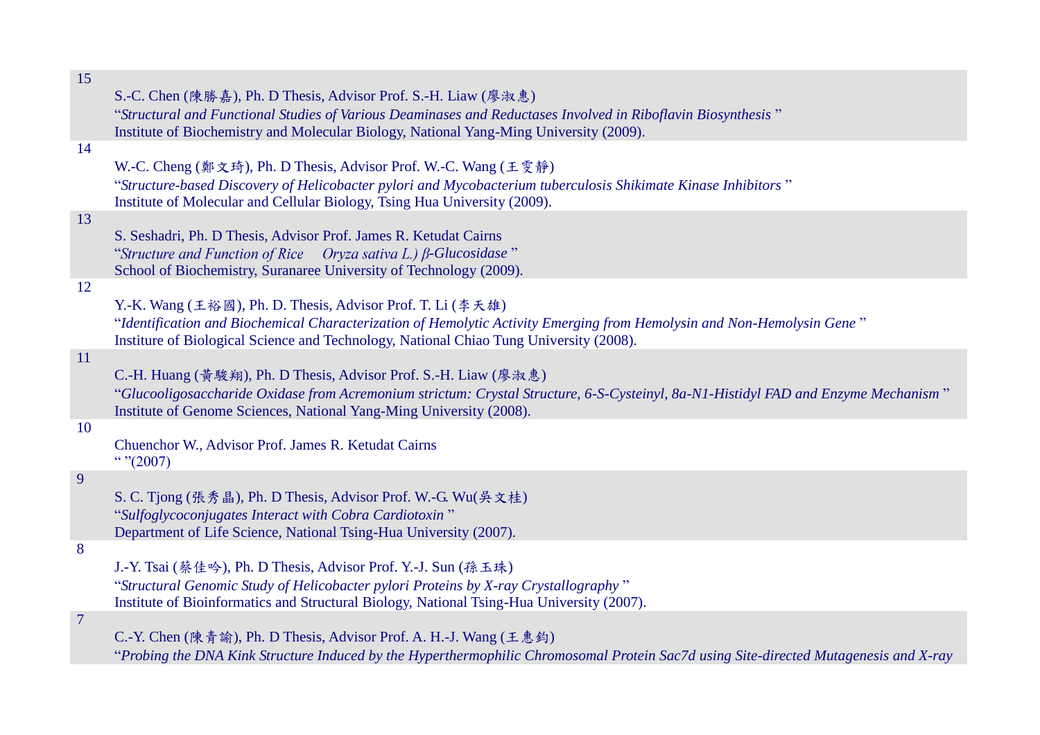15

S.-C. Chen (陳勝嘉), Ph. D Thesis, Advisor Prof. S.-H. Liaw (廖淑惠)
"*Structural and Functional Studies of Various Deaminases and Reductases Involved in Riboflavin Biosynthesis* "
Institute of Biochemistry and Molecular Biology, National Yang-Ming University (2009).

14

W.-C. Cheng (鄭文琦), Ph. D Thesis, Advisor Prof. W.-C. Wang (王雯靜)
"*Structure-based Discovery of Helicobacter pylori and Mycobacterium tuberculosis Shikimate Kinase Inhibitors* "
Institute of Molecular and Cellular Biology, Tsing Hua University (2009).

13

S. Seshadri, Ph. D Thesis, Advisor Prof. James R. Ketudat Cairns
"*Structure and Function of Rice Oryza sativa L.) β-Glucosidase* "
School of Biochemistry, Suranaree University of Technology (2009).

12

Y.-K. Wang (王裕國), Ph. D. Thesis, Advisor Prof. T. Li (李天雄)
"*Identification and Biochemical Characterization of Hemolytic Activity Emerging from Hemolysin and Non-Hemolysin Gene* "
Institure of Biological Science and Technology, National Chiao Tung University (2008).

11

C.-H. Huang (黃駿翔), Ph. D Thesis, Advisor Prof. S.-H. Liaw (廖淑惠)
"*Glucooligosaccharide Oxidase from Acremonium strictum: Crystal Structure, 6-S-Cysteinyl, 8a-N1-Histidyl FAD and Enzyme Mechanism* "
Institute of Genome Sciences, National Yang-Ming University (2008).

10

Chuenchor W., Advisor Prof. James R. Ketudat Cairns
" "(2007)

9

S. C. Tjong (張秀晶), Ph. D Thesis, Advisor Prof. W.-G. Wu(吳文桂)
"*Sulfoglycoconjugates Interact with Cobra Cardiotoxin* "
Department of Life Science, National Tsing-Hua University (2007).

8

J.-Y. Tsai (蔡佳吟), Ph. D Thesis, Advisor Prof. Y.-J. Sun (孫玉珠)
"*Structural Genomic Study of Helicobacter pylori Proteins by X-ray Crystallography* "
Institute of Bioinformatics and Structural Biology, National Tsing-Hua University (2007).

7

C.-Y. Chen (陳青諭), Ph. D Thesis, Advisor Prof. A. H.-J. Wang (王惠鈞)
"*Probing the DNA Kink Structure Induced by the Hyperthermophilic Chromosomal Protein Sac7d using Site-directed Mutagenesis and X-ray*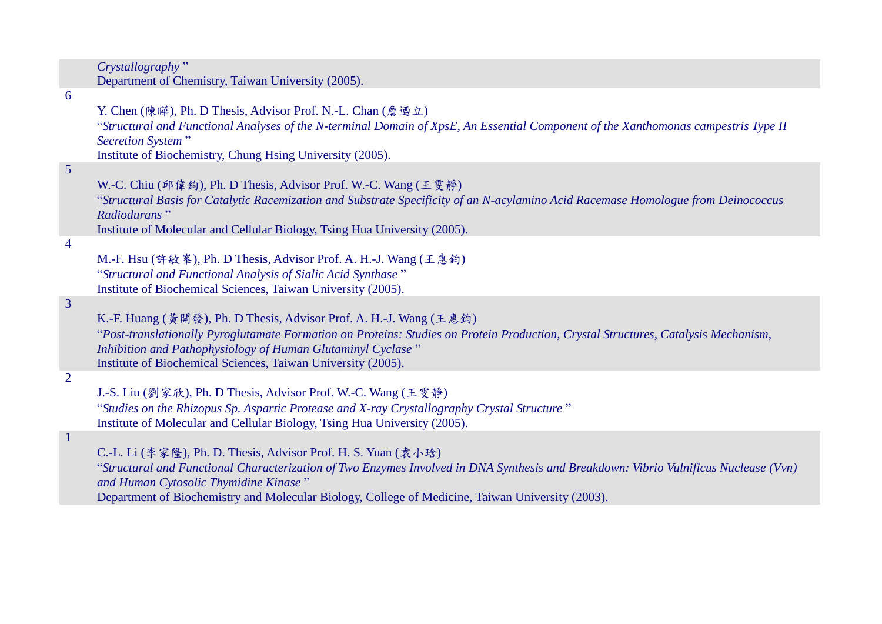*Crystallography* "
Department of Chemistry, Taiwan University (2005).

6

Y. Chen (陳暐), Ph. D Thesis, Advisor Prof. N.-L. Chan (詹迺立)
"*Structural and Functional Analyses of the N-terminal Domain of XpsE, An Essential Component of the Xanthomonas campestris Type II Secretion System* "
Institute of Biochemistry, Chung Hsing University (2005).

5

W.-C. Chiu (邱偉鈞), Ph. D Thesis, Advisor Prof. W.-C. Wang (王雯靜)
"*Structural Basis for Catalytic Racemization and Substrate Specificity of an N-acylamino Acid Racemase Homologue from Deinococcus Radiodurans* "
Institute of Molecular and Cellular Biology, Tsing Hua University (2005).

4

M.-F. Hsu (許敏峯), Ph. D Thesis, Advisor Prof. A. H.-J. Wang (王惠鈞)
"*Structural and Functional Analysis of Sialic Acid Synthase* "
Institute of Biochemical Sciences, Taiwan University (2005).

3

K.-F. Huang (黃開發), Ph. D Thesis, Advisor Prof. A. H.-J. Wang (王惠鈞)
"*Post-translationally Pyroglutamate Formation on Proteins: Studies on Protein Production, Crystal Structures, Catalysis Mechanism, Inhibition and Pathophysiology of Human Glutaminyl Cyclase* "
Institute of Biochemical Sciences, Taiwan University (2005).

2

J.-S. Liu (劉家欣), Ph. D Thesis, Advisor Prof. W.-C. Wang (王雯靜)
"*Studies on the Rhizopus Sp. Aspartic Protease and X-ray Crystallography Crystal Structure* "
Institute of Molecular and Cellular Biology, Tsing Hua University (2005).

1

C.-L. Li (李家隆), Ph. D. Thesis, Advisor Prof. H. S. Yuan (袁小琀)
"*Structural and Functional Characterization of Two Enzymes Involved in DNA Synthesis and Breakdown: Vibrio Vulnificus Nuclease (Vvn) and Human Cytosolic Thymidine Kinase* "
Department of Biochemistry and Molecular Biology, College of Medicine, Taiwan University (2003).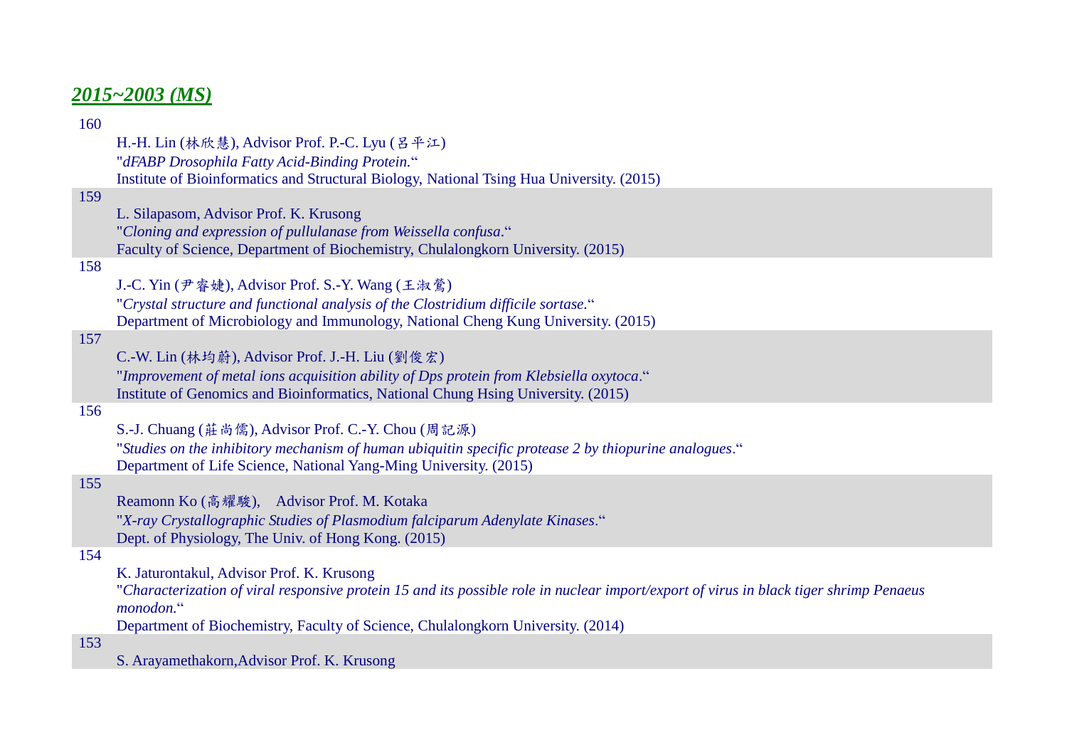## ***2015~2003 (MS)***

160

H.-H. Lin (林欣慧), Advisor Prof. P.-C. Lyu (呂平江)
"*dFABP Drosophila Fatty Acid-Binding Protein.*"
Institute of Bioinformatics and Structural Biology, National Tsing Hua University. (2015)

159

L. Silapasom, Advisor Prof. K. Krusong
"*Cloning and expression of pullulanase from Weissella confusa*."
Faculty of Science, Department of Biochemistry, Chulalongkorn University. (2015)

158

J.-C. Yin (尹睿婕), Advisor Prof. S.-Y. Wang (王淑鶯)
"*Crystal structure and functional analysis of the Clostridium difficile sortase*."
Department of Microbiology and Immunology, National Cheng Kung University. (2015)

157

C.-W. Lin (林均蔚), Advisor Prof. J.-H. Liu (劉俊宏)
"*Improvement of metal ions acquisition ability of Dps protein from Klebsiella oxytoca*."
Institute of Genomics and Bioinformatics, National Chung Hsing University. (2015)

156

S.-J. Chuang (莊尚儒), Advisor Prof. C.-Y. Chou (周記源)
"*Studies on the inhibitory mechanism of human ubiquitin specific protease 2 by thiopurine analogues*."
Department of Life Science, National Yang-Ming University. (2015)

155

Reamonn Ko (高耀駿),　Advisor Prof. M. Kotaka
"*X-ray Crystallographic Studies of Plasmodium falciparum Adenylate Kinases*."
Dept. of Physiology, The Univ. of Hong Kong. (2015)

154

K. Jaturontakul, Advisor Prof. K. Krusong
"*Characterization of viral responsive protein 15 and its possible role in nuclear import/export of virus in black tiger shrimp Penaeus monodon.*"
Department of Biochemistry, Faculty of Science, Chulalongkorn University. (2014)

153

S. Arayamethakorn,Advisor Prof. K. Krusong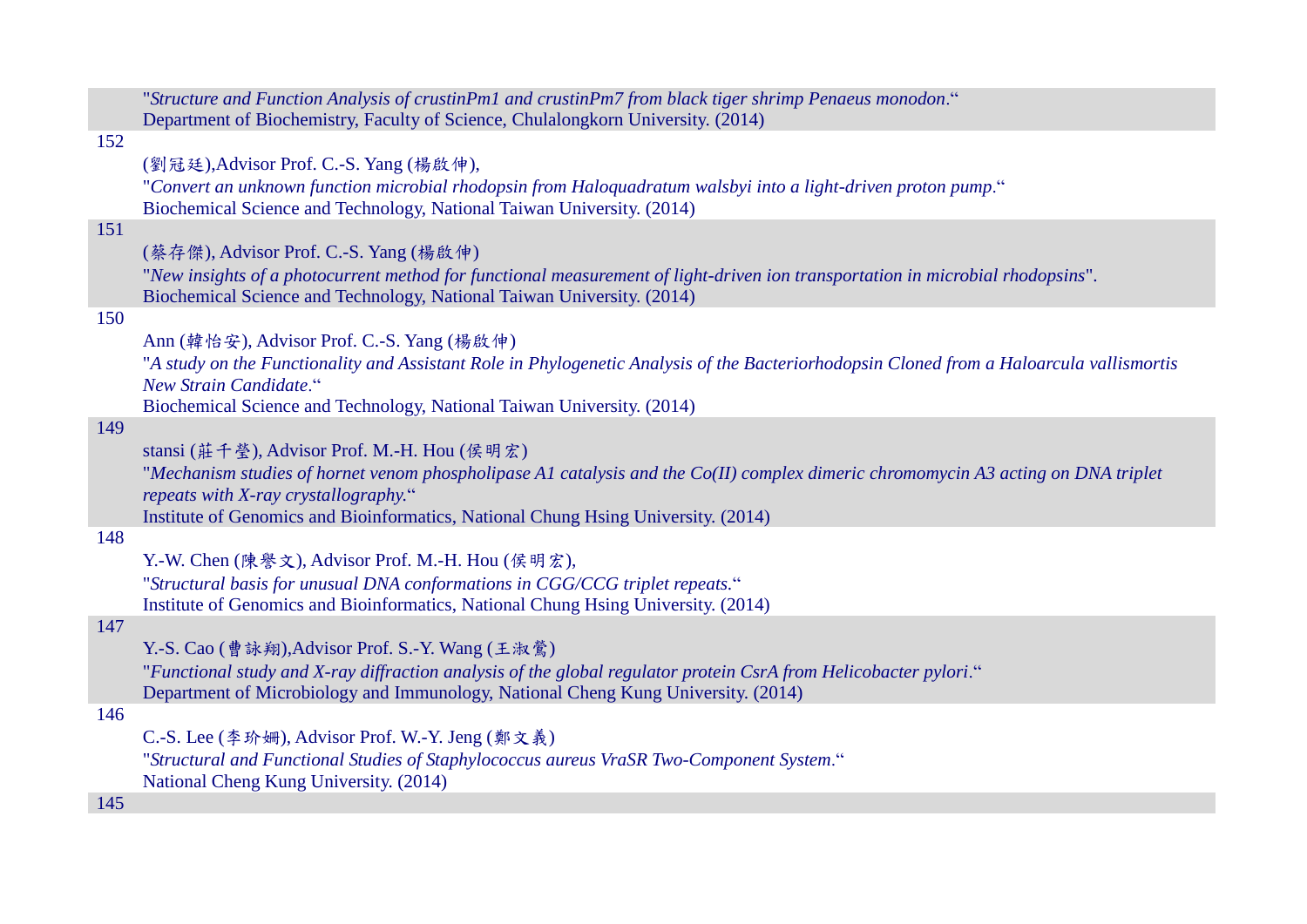"*Structure and Function Analysis of crustinPm1 and crustinPm7 from black tiger shrimp Penaeus monodon*."
Department of Biochemistry, Faculty of Science, Chulalongkorn University. (2014)

152

(劉冠廷),Advisor Prof. C.-S. Yang (楊啟伸),
"*Convert an unknown function microbial rhodopsin from Haloquadratum walsbyi into a light-driven proton pump*."
Biochemical Science and Technology, National Taiwan University. (2014)

151

(蔡存傑), Advisor Prof. C.-S. Yang (楊啟伸)
"*New insights of a photocurrent method for functional measurement of light-driven ion transportation in microbial rhodopsins*".
Biochemical Science and Technology, National Taiwan University. (2014)

150

Ann (韓怡安), Advisor Prof. C.-S. Yang (楊啟伸)
"*A study on the Functionality and Assistant Role in Phylogenetic Analysis of the Bacteriorhodopsin Cloned from a Haloarcula vallismortis New Strain Candidate*."
Biochemical Science and Technology, National Taiwan University. (2014)

149

stansi (莊千瑩), Advisor Prof. M.-H. Hou (侯明宏)
"*Mechanism studies of hornet venom phospholipase A1 catalysis and the Co(II) complex dimeric chromomycin A3 acting on DNA triplet repeats with X-ray crystallography.*"
Institute of Genomics and Bioinformatics, National Chung Hsing University. (2014)

148

Y.-W. Chen (陳譽文), Advisor Prof. M.-H. Hou (侯明宏),
"*Structural basis for unusual DNA conformations in CGG/CCG triplet repeats.*"
Institute of Genomics and Bioinformatics, National Chung Hsing University. (2014)

147

Y.-S. Cao (曹詠翔),Advisor Prof. S.-Y. Wang (王淑鶯)
"*Functional study and X-ray diffraction analysis of the global regulator protein CsrA from Helicobacter pylori*."
Department of Microbiology and Immunology, National Cheng Kung University. (2014)

146

C.-S. Lee (李玠姍), Advisor Prof. W.-Y. Jeng (鄭文義)
"*Structural and Functional Studies of Staphylococcus aureus VraSR Two-Component System*."
National Cheng Kung University. (2014)

145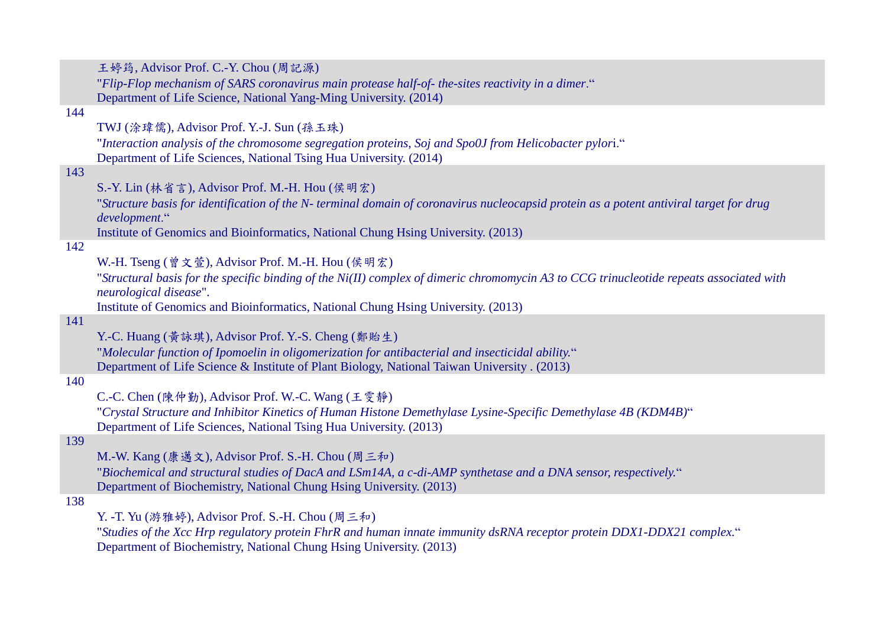王婷筠, Advisor Prof. C.-Y. Chou (周記源)
"*Flip-Flop mechanism of SARS coronavirus main protease half-of- the-sites reactivity in a dimer*."
Department of Life Science, National Yang-Ming University. (2014)

144

TWJ (涂瑋儒), Advisor Prof. Y.-J. Sun (孫玉珠)
"*Interaction analysis of the chromosome segregation proteins, Soj and Spo0J from Helicobacter pylor*i."
Department of Life Sciences, National Tsing Hua University. (2014)

143

S.-Y. Lin (林省言), Advisor Prof. M.-H. Hou (侯明宏)
"*Structure basis for identification of the N- terminal domain of coronavirus nucleocapsid protein as a potent antiviral target for drug development*."
Institute of Genomics and Bioinformatics, National Chung Hsing University. (2013)

142

W.-H. Tseng (曾文萱), Advisor Prof. M.-H. Hou (侯明宏)
"*Structural basis for the specific binding of the Ni(II) complex of dimeric chromomycin A3 to CCG trinucleotide repeats associated with neurological disease*".
Institute of Genomics and Bioinformatics, National Chung Hsing University. (2013)

141

Y.-C. Huang (黃詠琪), Advisor Prof. Y.-S. Cheng (鄭貽生)
"*Molecular function of Ipomoelin in oligomerization for antibacterial and insecticidal ability.*"
Department of Life Science & Institute of Plant Biology, National Taiwan University . (2013)

140

C.-C. Chen (陳仲勤), Advisor Prof. W.-C. Wang (王雯靜)
"*Crystal Structure and Inhibitor Kinetics of Human Histone Demethylase Lysine-Specific Demethylase 4B (KDM4B)*"
Department of Life Sciences, National Tsing Hua University. (2013)

139

M.-W. Kang (康邁文), Advisor Prof. S.-H. Chou (周三和)
"*Biochemical and structural studies of DacA and LSm14A, a c-di-AMP synthetase and a DNA sensor, respectively.*"
Department of Biochemistry, National Chung Hsing University. (2013)

138

Y. -T. Yu (游雅婷), Advisor Prof. S.-H. Chou (周三和)
"*Studies of the Xcc Hrp regulatory protein FhrR and human innate immunity dsRNA receptor protein DDX1-DDX21 complex.*"
Department of Biochemistry, National Chung Hsing University. (2013)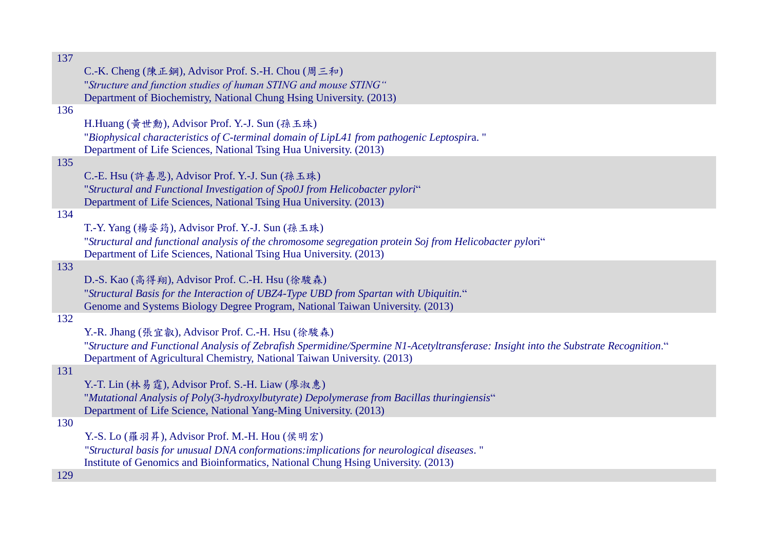137

C.-K. Cheng (陳正鋼), Advisor Prof. S.-H. Chou (周三和)
"*Structure and function studies of human STING and mouse STING*“
Department of Biochemistry, National Chung Hsing University. (2013)

136

H.Huang (黃世勳), Advisor Prof. Y.-J. Sun (孫玉珠)
"*Biophysical characteristics of C-terminal domain of LipL41 from pathogenic Leptospir*a. "
Department of Life Sciences, National Tsing Hua University. (2013)

135

C.-E. Hsu (許嘉恩), Advisor Prof. Y.-J. Sun (孫玉珠)
"*Structural and Functional Investigation of Spo0J from Helicobacter pylori*“
Department of Life Sciences, National Tsing Hua University. (2013)

134

T.-Y. Yang (楊姿筠), Advisor Prof. Y.-J. Sun (孫玉珠)
"*Structural and functional analysis of the chromosome segregation protein Soj from Helicobacter pyl*ori“
Department of Life Sciences, National Tsing Hua University. (2013)

133

D.-S. Kao (高得翔), Advisor Prof. C.-H. Hsu (徐駿森)
"*Structural Basis for the Interaction of UBZ4-Type UBD from Spartan with Ubiquitin.*“
Genome and Systems Biology Degree Program, National Taiwan University. (2013)

132

Y.-R. Jhang (張宜叡), Advisor Prof. C.-H. Hsu (徐駿森)
"*Structure and Functional Analysis of Zebrafish Spermidine/Spermine N1-Acetyltransferase: Insight into the Substrate Recognition*.“
Department of Agricultural Chemistry, National Taiwan University. (2013)

131

Y.-T. Lin (林易霆), Advisor Prof. S.-H. Liaw (廖淑惠)
"*Mutational Analysis of Poly(3-hydroxylbutyrate) Depolymerase from Bacillas thuringiensis*“
Department of Life Science, National Yang-Ming University. (2013)

130

Y.-S. Lo (羅羽昇), Advisor Prof. M.-H. Hou (侯明宏)
"*Structural basis for unusual DNA conformations:implications for neurological diseases*. "
Institute of Genomics and Bioinformatics, National Chung Hsing University. (2013)

129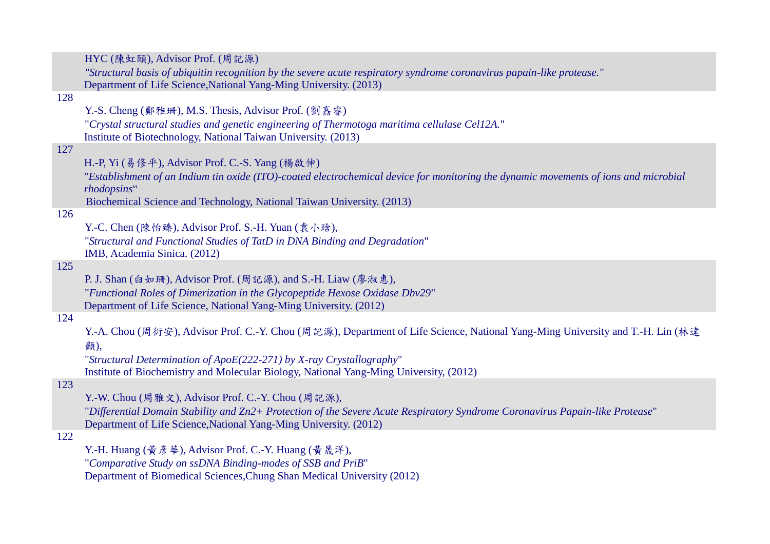HYC (陳虹頤), Advisor Prof. (周記源)
*"Structural basis of ubiquitin recognition by the severe acute respiratory syndrome coronavirus papain-like protease."*
Department of Life Science,National Yang-Ming University. (2013)

128

Y.-S. Cheng (鄭雅珊), M.S. Thesis, Advisor Prof. (劉嚞睿)
"*Crystal structural studies and genetic engineering of Thermotoga maritima cellulase Cel12A.*"
Institute of Biotechnology, National Taiwan University. (2013)

127

H.-P, Yi (易修平), Advisor Prof. C.-S. Yang (楊啟伸)
"*Establishment of an Indium tin oxide (ITO)-coated electrochemical device for monitoring the dynamic movements of ions and microbial rhodopsins*"
Biochemical Science and Technology, National Taiwan University. (2013)

126

Y.-C. Chen (陳怡臻), Advisor Prof. S.-H. Yuan (袁小琀),
"*Structural and Functional Studies of TatD in DNA Binding and Degradation*"
IMB, Academia Sinica. (2012)

125

P. J. Shan (白如珊), Advisor Prof. (周記源), and S.-H. Liaw (廖淑惠),
"*Functional Roles of Dimerization in the Glycopeptide Hexose Oxidase Dbv29*"
Department of Life Science, National Yang-Ming University. (2012)

124

Y.-A. Chou (周衍安), Advisor Prof. C.-Y. Chou (周記源), Department of Life Science, National Yang-Ming University and T.-H. Lin (林達顯),
"*Structural Determination of ApoE(222-271) by X-ray Crystallography*"
Institute of Biochemistry and Molecular Biology, National Yang-Ming University, (2012)

123

Y.-W. Chou (周雅文), Advisor Prof. C.-Y. Chou (周記源),
"*Differential Domain Stability and Zn2+ Protection of the Severe Acute Respiratory Syndrome Coronavirus Papain-like Protease*"
Department of Life Science,National Yang-Ming University. (2012)

122

Y.-H. Huang (黃彥華), Advisor Prof. C.-Y. Huang (黃晟洋),
"*Comparative Study on ssDNA Binding-modes of SSB and PriB*"
Department of Biomedical Sciences,Chung Shan Medical University (2012)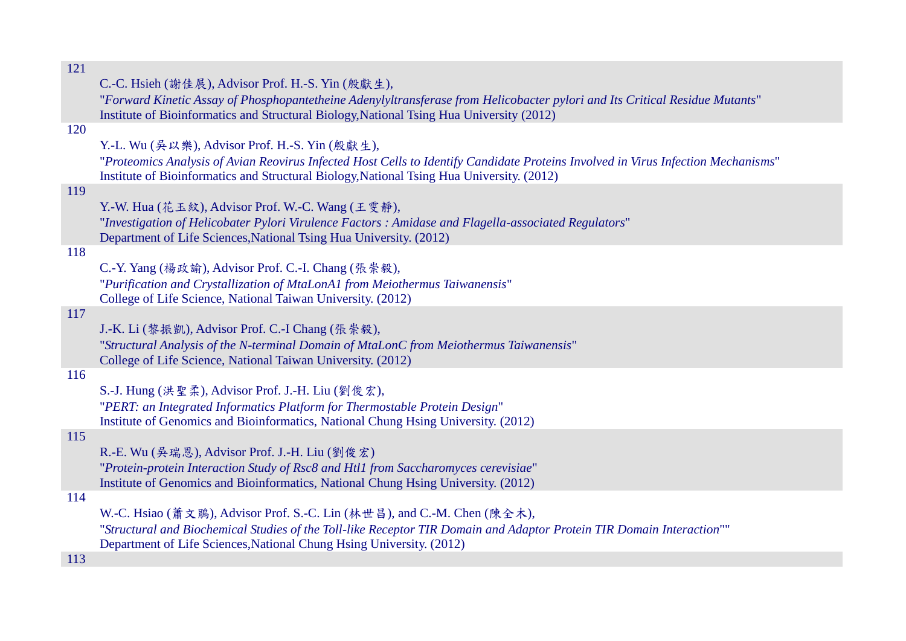121

C.-C. Hsieh (謝佳展), Advisor Prof. H.-S. Yin (殷獻生),
"*Forward Kinetic Assay of Phosphopantetheine Adenylyltransferase from Helicobacter pylori and Its Critical Residue Mutants*"
Institute of Bioinformatics and Structural Biology,National Tsing Hua University (2012)

120

Y.-L. Wu (吳以樂), Advisor Prof. H.-S. Yin (殷獻生),
"*Proteomics Analysis of Avian Reovirus Infected Host Cells to Identify Candidate Proteins Involved in Virus Infection Mechanisms*"
Institute of Bioinformatics and Structural Biology,National Tsing Hua University. (2012)

119

Y.-W. Hua (花玉紋), Advisor Prof. W.-C. Wang (王雯靜),
"*Investigation of Helicobater Pylori Virulence Factors : Amidase and Flagella-associated Regulators*"
Department of Life Sciences,National Tsing Hua University. (2012)

118

C.-Y. Yang (楊政諭), Advisor Prof. C.-I. Chang (張崇毅),
"*Purification and Crystallization of MtaLonA1 from Meiothermus Taiwanensis*"
College of Life Science, National Taiwan University. (2012)

117

J.-K. Li (黎振凱), Advisor Prof. C.-I Chang (張崇毅),
"*Structural Analysis of the N-terminal Domain of MtaLonC from Meiothermus Taiwanensis*"
College of Life Science, National Taiwan University. (2012)

116

S.-J. Hung (洪聖柔), Advisor Prof. J.-H. Liu (劉俊宏),
"*PERT: an Integrated Informatics Platform for Thermostable Protein Design*"
Institute of Genomics and Bioinformatics, National Chung Hsing University. (2012)

115

R.-E. Wu (吳瑞恩), Advisor Prof. J.-H. Liu (劉俊宏)
"*Protein-protein Interaction Study of Rsc8 and Htl1 from Saccharomyces cerevisiae*"
Institute of Genomics and Bioinformatics, National Chung Hsing University. (2012)

114

W.-C. Hsiao (蕭文鵬), Advisor Prof. S.-C. Lin (林世昌), and C.-M. Chen (陳全木),
"*Structural and Biochemical Studies of the Toll-like Receptor TIR Domain and Adaptor Protein TIR Domain Interaction*""
Department of Life Sciences,National Chung Hsing University. (2012)

113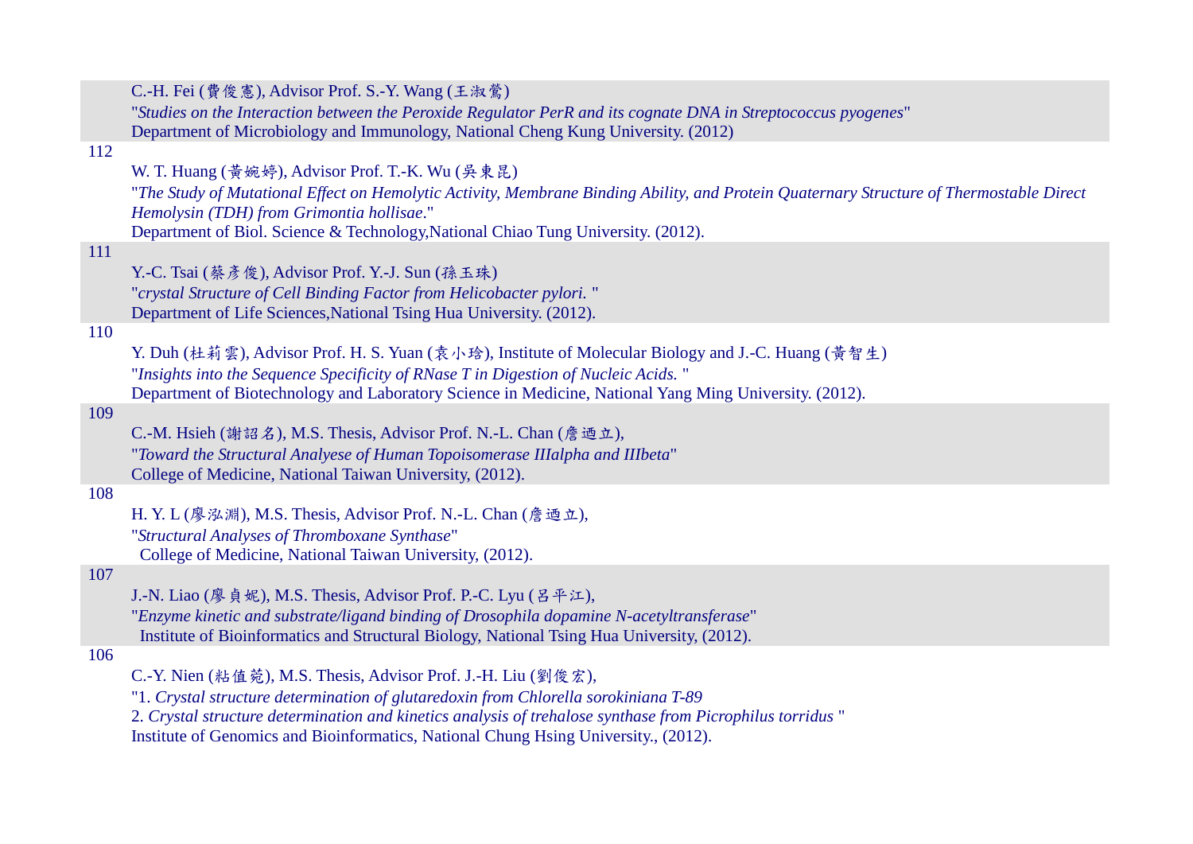C.-H. Fei (費俊憲), Advisor Prof. S.-Y. Wang (王淑鶯)
"*Studies on the Interaction between the Peroxide Regulator PerR and its cognate DNA in Streptococcus pyogenes*"
Department of Microbiology and Immunology, National Cheng Kung University. (2012)

112

W. T. Huang (黃婉婷), Advisor Prof. T.-K. Wu (吳東昆)
"*The Study of Mutational Effect on Hemolytic Activity, Membrane Binding Ability, and Protein Quaternary Structure of Thermostable Direct Hemolysin (TDH) from Grimontia hollisae*."
Department of Biol. Science & Technology,National Chiao Tung University. (2012).

111

Y.-C. Tsai (蔡彥俊), Advisor Prof. Y.-J. Sun (孫玉珠)
"*crystal Structure of Cell Binding Factor from Helicobacter pylori.* "
Department of Life Sciences,National Tsing Hua University. (2012).

110

Y. Duh (杜莉雲), Advisor Prof. H. S. Yuan (袁小玲), Institute of Molecular Biology and J.-C. Huang (黃智生)
"*Insights into the Sequence Specificity of RNase T in Digestion of Nucleic Acids.* "
Department of Biotechnology and Laboratory Science in Medicine, National Yang Ming University. (2012).

109

C.-M. Hsieh (謝詔名), M.S. Thesis, Advisor Prof. N.-L. Chan (詹迺立),
"*Toward the Structural Analyese of Human Topoisomerase IIIalpha and IIIbeta*"
College of Medicine, National Taiwan University, (2012).

108

H. Y. L (廖泓淵), M.S. Thesis, Advisor Prof. N.-L. Chan (詹迺立),
"*Structural Analyses of Thromboxane Synthase*"
College of Medicine, National Taiwan University, (2012).

107

J.-N. Liao (廖貞妮), M.S. Thesis, Advisor Prof. P.-C. Lyu (呂平江),
"*Enzyme kinetic and substrate/ligand binding of Drosophila dopamine N-acetyltransferase*"
Institute of Bioinformatics and Structural Biology, National Tsing Hua University, (2012).

106

C.-Y. Nien (粘值菀), M.S. Thesis, Advisor Prof. J.-H. Liu (劉俊宏),
"1. *Crystal structure determination of glutaredoxin from Chlorella sorokiniana T-89*
2. *Crystal structure determination and kinetics analysis of trehalose synthase from Picrophilus torridus* "
Institute of Genomics and Bioinformatics, National Chung Hsing University., (2012).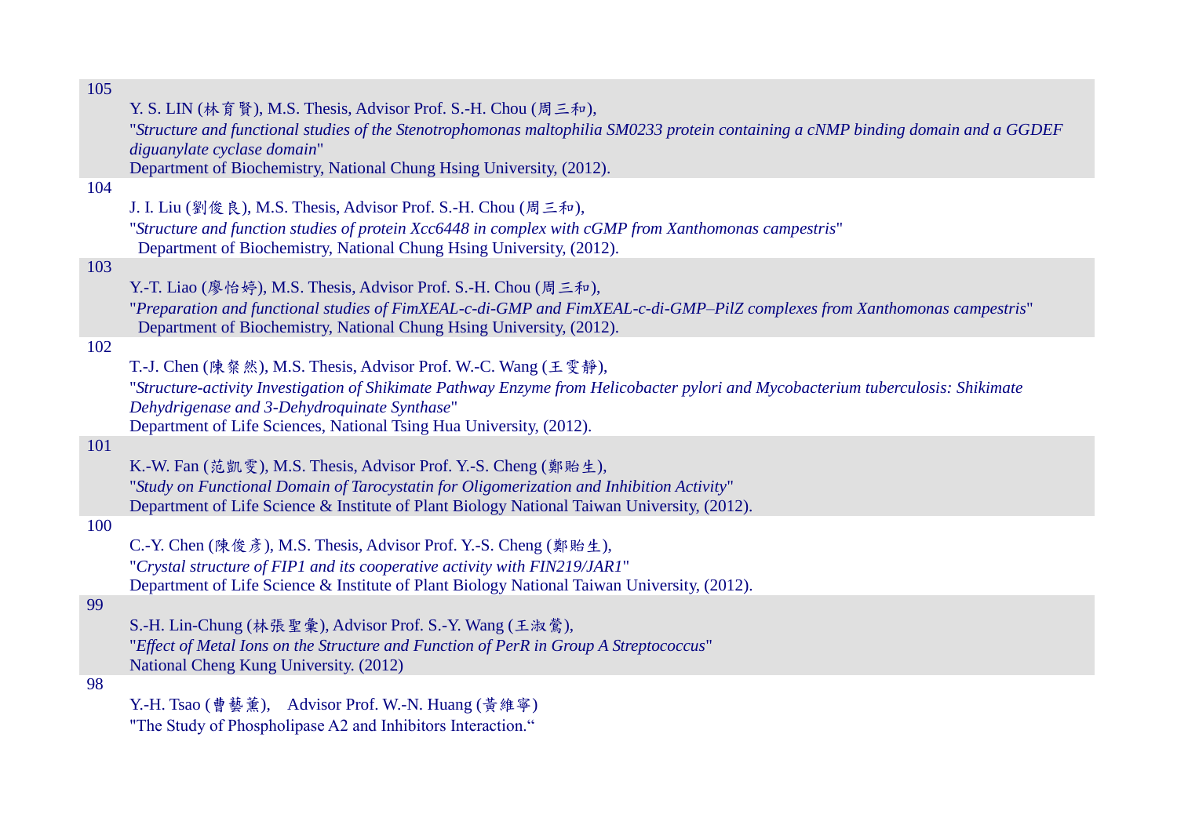105

Y. S. LIN (林育賢), M.S. Thesis, Advisor Prof. S.-H. Chou (周三和),
"*Structure and functional studies of the Stenotrophomonas maltophilia SM0233 protein containing a cNMP binding domain and a GGDEF diguanylate cyclase domain*"
Department of Biochemistry, National Chung Hsing University, (2012).

104

J. I. Liu (劉俊良), M.S. Thesis, Advisor Prof. S.-H. Chou (周三和),
"*Structure and function studies of protein Xcc6448 in complex with cGMP from Xanthomonas campestris*"
Department of Biochemistry, National Chung Hsing University, (2012).

103

Y.-T. Liao (廖怡婷), M.S. Thesis, Advisor Prof. S.-H. Chou (周三和),
"*Preparation and functional studies of FimXEAL-c-di-GMP and FimXEAL-c-di-GMP–PilZ complexes from Xanthomonas campestris*"
Department of Biochemistry, National Chung Hsing University, (2012).

102

T.-J. Chen (陳粲然), M.S. Thesis, Advisor Prof. W.-C. Wang (王雯靜),
"*Structure-activity Investigation of Shikimate Pathway Enzyme from Helicobacter pylori and Mycobacterium tuberculosis: Shikimate Dehydrigenase and 3-Dehydroquinate Synthase*"
Department of Life Sciences, National Tsing Hua University, (2012).

101

K.-W. Fan (范凱雯), M.S. Thesis, Advisor Prof. Y.-S. Cheng (鄭貽生),
"*Study on Functional Domain of Tarocystatin for Oligomerization and Inhibition Activity*"
Department of Life Science & Institute of Plant Biology National Taiwan University, (2012).

100

C.-Y. Chen (陳俊彥), M.S. Thesis, Advisor Prof. Y.-S. Cheng (鄭貽生),
"*Crystal structure of FIP1 and its cooperative activity with FIN219/JAR1*"
Department of Life Science & Institute of Plant Biology National Taiwan University, (2012).

99

S.-H. Lin-Chung (林張聖彙), Advisor Prof. S.-Y. Wang (王淑鶯),
"*Effect of Metal Ions on the Structure and Function of PerR in Group A Streptococcus*"
National Cheng Kung University. (2012)

98

Y.-H. Tsao (曹藝薰), Advisor Prof. W.-N. Huang (黃維寧)
"The Study of Phospholipase A2 and Inhibitors Interaction.“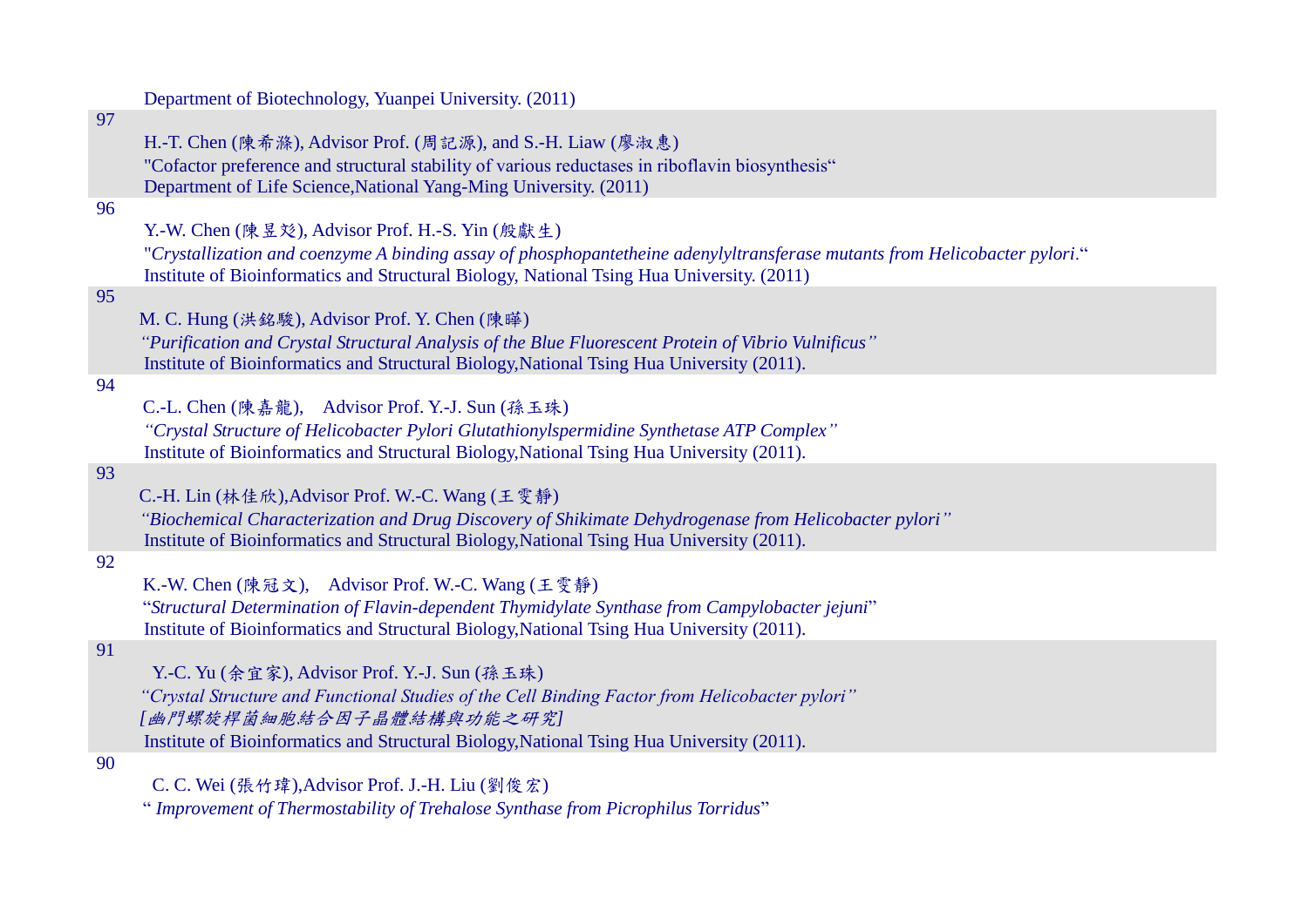Department of Biotechnology, Yuanpei University. (2011)

97

H.-T. Chen (陳希滌), Advisor Prof. (周記源), and S.-H. Liaw (廖淑惠)
"Cofactor preference and structural stability of various reductases in riboflavin biosynthesis“
Department of Life Science,National Yang-Ming University. (2011)

96

Y.-W. Chen (陳昱彣), Advisor Prof. H.-S. Yin (殷獻生)
"*Crystallization and coenzyme A binding assay of phosphopantetheine adenylyltransferase mutants from Helicobacter pylori*.“
Institute of Bioinformatics and Structural Biology, National Tsing Hua University. (2011)

95

M. C. Hung (洪銘駿), Advisor Prof. Y. Chen (陳曄)
*“Purification and Crystal Structural Analysis of the Blue Fluorescent Protein of Vibrio Vulnificus”*
Institute of Bioinformatics and Structural Biology,National Tsing Hua University (2011).

94

C.-L. Chen (陳嘉龍), Advisor Prof. Y.-J. Sun (孫玉珠)
*“Crystal Structure of Helicobacter Pylori Glutathionylspermidine Synthetase ATP Complex”*
Institute of Bioinformatics and Structural Biology,National Tsing Hua University (2011).

93

C.-H. Lin (林佳欣),Advisor Prof. W.-C. Wang (王雯靜)
*“Biochemical Characterization and Drug Discovery of Shikimate Dehydrogenase from Helicobacter pylori”*
Institute of Bioinformatics and Structural Biology,National Tsing Hua University (2011).

92

K.-W. Chen (陳冠文), Advisor Prof. W.-C. Wang (王雯靜)
“*Structural Determination of Flavin-dependent Thymidylate Synthase from Campylobacter jejuni*”
Institute of Bioinformatics and Structural Biology,National Tsing Hua University (2011).

91

Y.-C. Yu (余宜家), Advisor Prof. Y.-J. Sun (孫玉珠)
*“Crystal Structure and Functional Studies of the Cell Binding Factor from Helicobacter pylori”*
*[幽門螺旋桿菌細胞結合因子晶體結構與功能之研究]*
Institute of Bioinformatics and Structural Biology,National Tsing Hua University (2011).

90

C. C. Wei (張竹瑋),Advisor Prof. J.-H. Liu (劉俊宏)
“ *Improvement of Thermostability of Trehalose Synthase from Picrophilus Torridus*”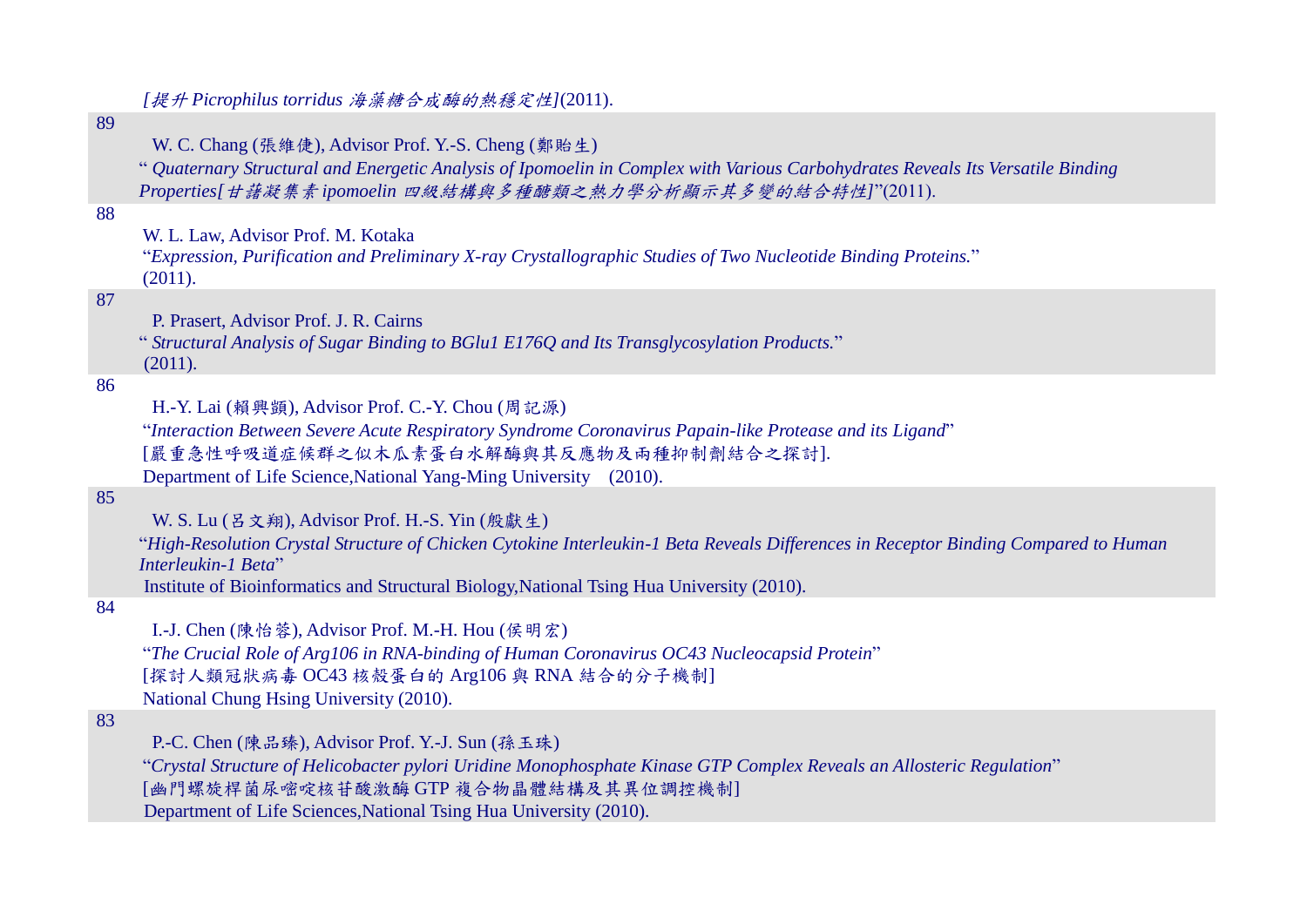*[提升 Picrophilus torridus 海藻糖合成酶的熱穩定性]*(2011).

89

W. C. Chang (張維倢), Advisor Prof. Y.-S. Cheng (鄭貽生)

“ *Quaternary Structural and Energetic Analysis of Ipomoelin in Complex with Various Carbohydrates Reveals Its Versatile Binding Properties[甘藷凝集素 ipomoelin 四級結構與多種醣類之熱力學分析顯示其多變的結合特性]*”(2011).

88

W. L. Law, Advisor Prof. M. Kotaka

“*Expression, Purification and Preliminary X-ray Crystallographic Studies of Two Nucleotide Binding Proteins.*” (2011).

87

P. Prasert, Advisor Prof. J. R. Cairns

“ *Structural Analysis of Sugar Binding to BGlu1 E176Q and Its Transglycosylation Products.*” (2011).

86

H.-Y. Lai (賴興顗), Advisor Prof. C.-Y. Chou (周記源)

“*Interaction Between Severe Acute Respiratory Syndrome Coronavirus Papain-like Protease and its Ligand*”

[嚴重急性呼吸道症候群之似木瓜素蛋白水解酶與其反應物及兩種抑制劑結合之探討].

Department of Life Science,National Yang-Ming University (2010).

85

W. S. Lu (呂文翔), Advisor Prof. H.-S. Yin (殷獻生)

“*High-Resolution Crystal Structure of Chicken Cytokine Interleukin-1 Beta Reveals Differences in Receptor Binding Compared to Human Interleukin-1 Beta*”

Institute of Bioinformatics and Structural Biology,National Tsing Hua University (2010).

84

I.-J. Chen (陳怡蓉), Advisor Prof. M.-H. Hou (侯明宏)

“*The Crucial Role of Arg106 in RNA-binding of Human Coronavirus OC43 Nucleocapsid Protein*”

[探討人類冠狀病毒 OC43 核殼蛋白的 Arg106 與 RNA 結合的分子機制]

National Chung Hsing University (2010).

83

P.-C. Chen (陳品臻), Advisor Prof. Y.-J. Sun (孫玉珠)

“*Crystal Structure of Helicobacter pylori Uridine Monophosphate Kinase GTP Complex Reveals an Allosteric Regulation*”

[幽門螺旋桿菌尿嘧啶核苷酸激酶 GTP 複合物晶體結構及其異位調控機制]

Department of Life Sciences,National Tsing Hua University (2010).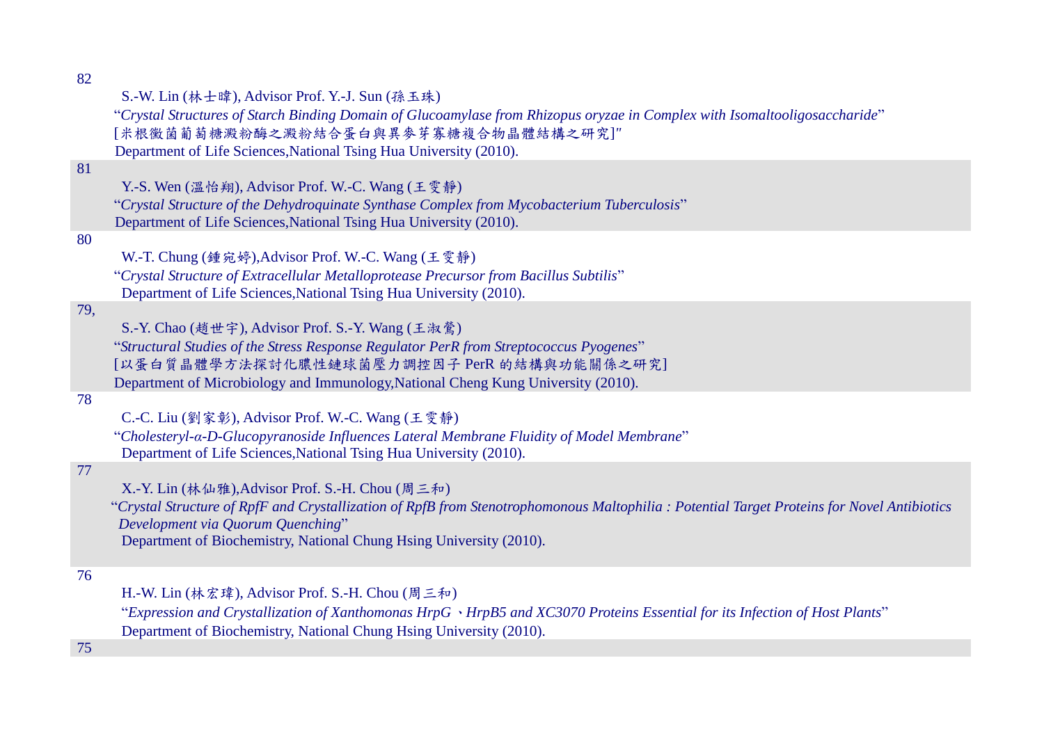82

S.-W. Lin (林士暐), Advisor Prof. Y.-J. Sun (孫玉珠)
"*Crystal Structures of Starch Binding Domain of Glucoamylase from Rhizopus oryzae in Complex with Isomaltooligosaccharide*"
[米根黴菌葡萄糖澱粉酶之澱粉結合蛋白與異麥芽寡糖複合物晶體結構之研究]"
Department of Life Sciences,National Tsing Hua University (2010).

81

Y.-S. Wen (溫怡翔), Advisor Prof. W.-C. Wang (王雯靜)
"*Crystal Structure of the Dehydroquinate Synthase Complex from Mycobacterium Tuberculosis*"
Department of Life Sciences,National Tsing Hua University (2010).

80

W.-T. Chung (鍾宛婷),Advisor Prof. W.-C. Wang (王雯靜)
"*Crystal Structure of Extracellular Metalloprotease Precursor from Bacillus Subtilis*"
Department of Life Sciences,National Tsing Hua University (2010).

79,

S.-Y. Chao (趙世宇), Advisor Prof. S.-Y. Wang (王淑鶯)
"*Structural Studies of the Stress Response Regulator PerR from Streptococcus Pyogenes*"
[以蛋白質晶體學方法探討化膿性鏈球菌壓力調控因子 PerR 的結構與功能關係之研究]
Department of Microbiology and Immunology,National Cheng Kung University (2010).

78

C.-C. Liu (劉家彰), Advisor Prof. W.-C. Wang (王雯靜)
"*Cholesteryl-α-D-Glucopyranoside Influences Lateral Membrane Fluidity of Model Membrane*"
Department of Life Sciences,National Tsing Hua University (2010).

77

X.-Y. Lin (林仙雅),Advisor Prof. S.-H. Chou (周三和)
"*Crystal Structure of RpfF and Crystallization of RpfB from Stenotrophomonous Maltophilia : Potential Target Proteins for Novel Antibiotics Development via Quorum Quenching*"
Department of Biochemistry, National Chung Hsing University (2010).

76

H.-W. Lin (林宏瑋), Advisor Prof. S.-H. Chou (周三和)
"*Expression and Crystallization of Xanthomonas HrpG、HrpB5 and XC3070 Proteins Essential for its Infection of Host Plants*"
Department of Biochemistry, National Chung Hsing University (2010).

75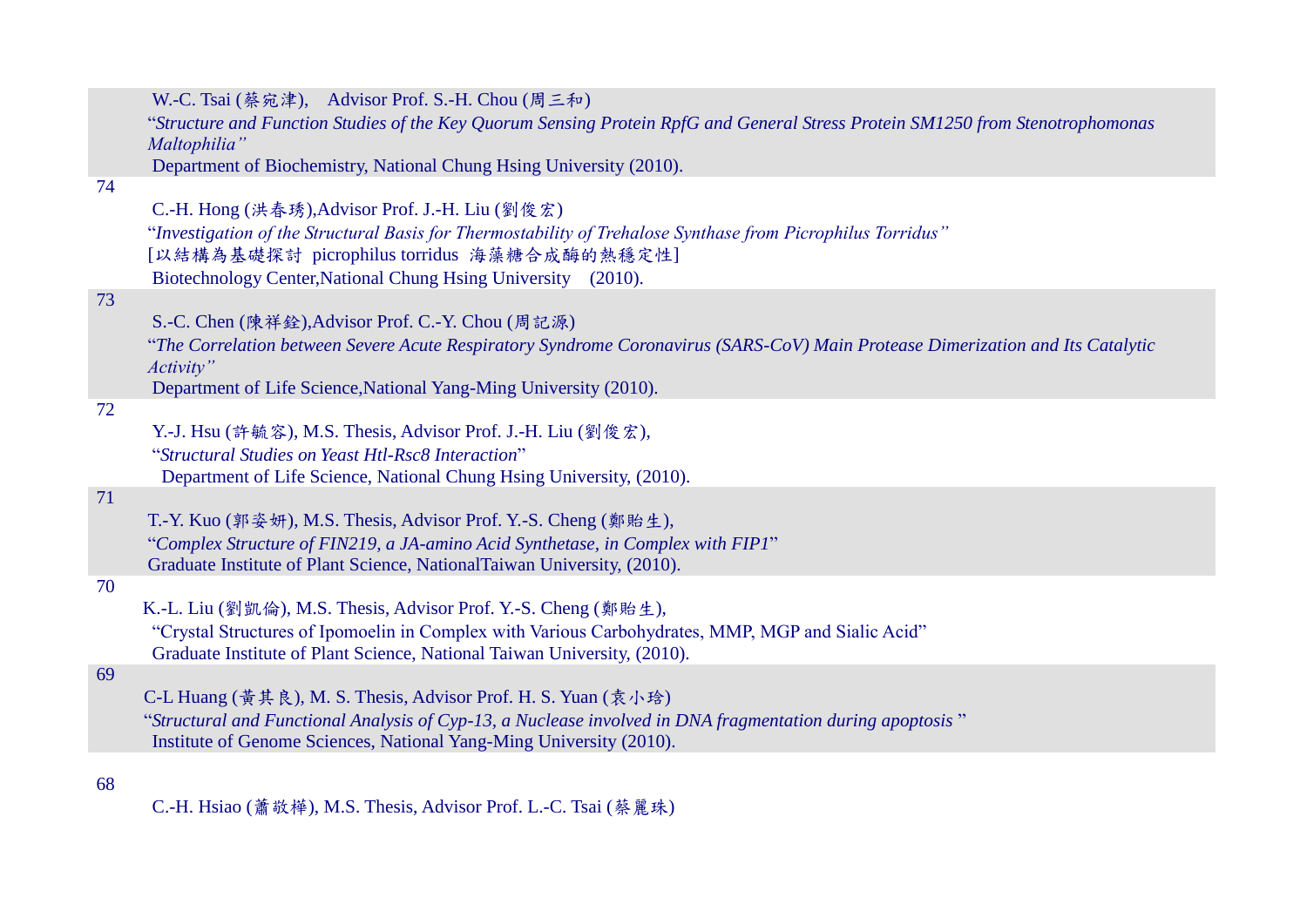W.-C. Tsai (蔡宛津), Advisor Prof. S.-H. Chou (周三和)

"*Structure and Function Studies of the Key Quorum Sensing Protein RpfG and General Stress Protein SM1250 from Stenotrophomonas Maltophilia"*

Department of Biochemistry, National Chung Hsing University (2010).

74

C.-H. Hong (洪春琇),Advisor Prof. J.-H. Liu (劉俊宏)

"*Investigation of the Structural Basis for Thermostability of Trehalose Synthase from Picrophilus Torridus"*

[以結構為基礎探討 picrophilus torridus 海藻糖合成酶的熱穩定性]

Biotechnology Center,National Chung Hsing University (2010).

73

S.-C. Chen (陳祥銓),Advisor Prof. C.-Y. Chou (周記源)

"*The Correlation between Severe Acute Respiratory Syndrome Coronavirus (SARS-CoV) Main Protease Dimerization and Its Catalytic Activity"*

Department of Life Science,National Yang-Ming University (2010).

72

Y.-J. Hsu (許毓容), M.S. Thesis, Advisor Prof. J.-H. Liu (劉俊宏),

"*Structural Studies on Yeast Htl-Rsc8 Interaction*"

Department of Life Science, National Chung Hsing University, (2010).

71

T.-Y. Kuo (郭姿妍), M.S. Thesis, Advisor Prof. Y.-S. Cheng (鄭貽生),

"*Complex Structure of FIN219, a JA-amino Acid Synthetase, in Complex with FIP1*"

Graduate Institute of Plant Science, NationalTaiwan University, (2010).

70

K.-L. Liu (劉凱倫), M.S. Thesis, Advisor Prof. Y.-S. Cheng (鄭貽生),

"Crystal Structures of Ipomoelin in Complex with Various Carbohydrates, MMP, MGP and Sialic Acid"

Graduate Institute of Plant Science, National Taiwan University, (2010).

69

C-L Huang (黃其良), M. S. Thesis, Advisor Prof. H. S. Yuan (袁小琀)

"*Structural and Functional Analysis of Cyp-13, a Nuclease involved in DNA fragmentation during apoptosis* "

Institute of Genome Sciences, National Yang-Ming University (2010).

68

C.-H. Hsiao (蕭敬樺), M.S. Thesis, Advisor Prof. L.-C. Tsai (蔡麗珠)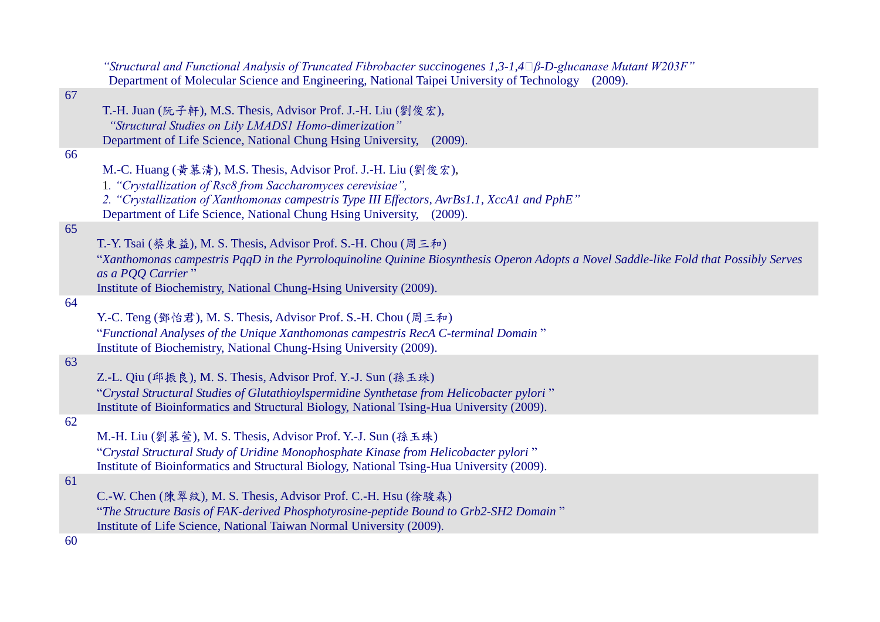*"Structural and Functional Analysis of Truncated Fibrobacter* succinogenes *1,3-1,4□β-D-glucanase Mutant W203F"*
Department of Molecular Science and Engineering, National Taipei University of Technology (2009).

67

T.-H. Juan (阮子軒), M.S. Thesis, Advisor Prof. J.-H. Liu (劉俊宏),
*"Structural Studies on Lily LMADS1 Homo-dimerization"*
Department of Life Science, National Chung Hsing University, (2009).

66

M.-C. Huang (黃慕清), M.S. Thesis, Advisor Prof. J.-H. Liu (劉俊宏),
1. *"Crystallization of Rsc8 from Saccharomyces cerevisiae",*
2. *"Crystallization of Xanthomonas* campestris *Type III Effectors, AvrBs1.1, XccA1 and PphE"*
Department of Life Science, National Chung Hsing University, (2009).

65

T.-Y. Tsai (蔡東益), M. S. Thesis, Advisor Prof. S.-H. Chou (周三和)
"*Xanthomonas campestris PqqD in the Pyrroloquinoline Quinine Biosynthesis Operon Adopts a Novel Saddle-like Fold that Possibly Serves as a PQQ Carrier* "
Institute of Biochemistry, National Chung-Hsing University (2009).

64

Y.-C. Teng (鄧怡君), M. S. Thesis, Advisor Prof. S.-H. Chou (周三和)
"*Functional Analyses of the Unique Xanthomonas campestris RecA C-terminal Domain* "
Institute of Biochemistry, National Chung-Hsing University (2009).

63

Z.-L. Qiu (邱振良), M. S. Thesis, Advisor Prof. Y.-J. Sun (孫玉珠)
"*Crystal Structural Studies of Glutathioylspermidine Synthetase from Helicobacter pylori* "
Institute of Bioinformatics and Structural Biology, National Tsing-Hua University (2009).

62

M.-H. Liu (劉慕萱), M. S. Thesis, Advisor Prof. Y.-J. Sun (孫玉珠)
"*Crystal Structural Study of Uridine Monophosphate Kinase from Helicobacter pylori* "
Institute of Bioinformatics and Structural Biology, National Tsing-Hua University (2009).

61

C.-W. Chen (陳翠紋), M. S. Thesis, Advisor Prof. C.-H. Hsu (徐駿森)
"*The Structure Basis of FAK-derived Phosphotyrosine-peptide Bound to Grb2-SH2 Domain* "
Institute of Life Science, National Taiwan Normal University (2009).

60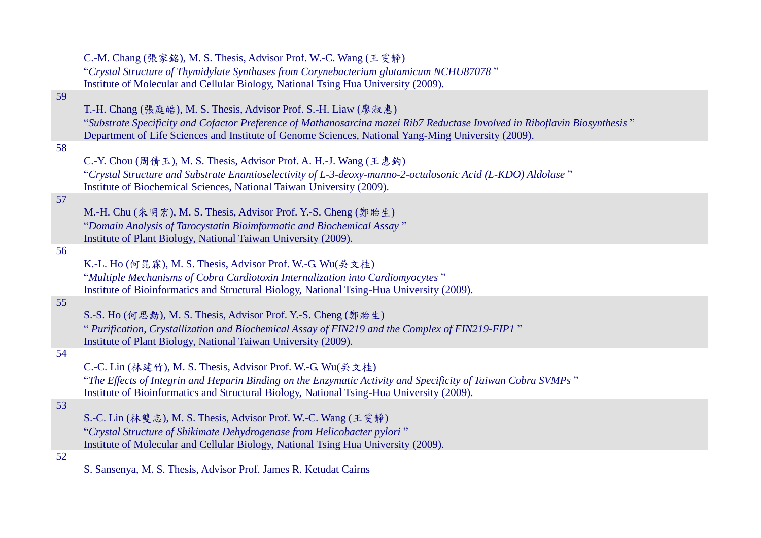C.-M. Chang (張家銘), M. S. Thesis, Advisor Prof. W.-C. Wang (王雯靜)
"*Crystal Structure of Thymidylate Synthases from Corynebacterium glutamicum NCHU87078* "
Institute of Molecular and Cellular Biology, National Tsing Hua University (2009).

59

T.-H. Chang (張庭皓), M. S. Thesis, Advisor Prof. S.-H. Liaw (廖淑惠)
"*Substrate Specificity and Cofactor Preference of Mathanosarcina mazei Rib7 Reductase Involved in Riboflavin Biosynthesis* "
Department of Life Sciences and Institute of Genome Sciences, National Yang-Ming University (2009).

58

C.-Y. Chou (周倩玉), M. S. Thesis, Advisor Prof. A. H.-J. Wang (王惠鈞)
"*Crystal Structure and Substrate Enantioselectivity of L-3-deoxy-manno-2-octulosonic Acid (L-KDO) Aldolase* "
Institute of Biochemical Sciences, National Taiwan University (2009).

57

M.-H. Chu (朱明宏), M. S. Thesis, Advisor Prof. Y.-S. Cheng (鄭貽生)
"*Domain Analysis of Tarocystatin Bioimformatic and Biochemical Assay* "
Institute of Plant Biology, National Taiwan University (2009).

56

K.-L. Ho (何昆霖), M. S. Thesis, Advisor Prof. W.-G. Wu(吳文桂)
"*Multiple Mechanisms of Cobra Cardiotoxin Internalization into Cardiomyocytes* "
Institute of Bioinformatics and Structural Biology, National Tsing-Hua University (2009).

55

S.-S. Ho (何思勳), M. S. Thesis, Advisor Prof. Y.-S. Cheng (鄭貽生)
" *Purification, Crystallization and Biochemical Assay of FIN219 and the Complex of FIN219-FIP1* "
Institute of Plant Biology, National Taiwan University (2009).

54

C.-C. Lin (林建竹), M. S. Thesis, Advisor Prof. W.-G. Wu(吳文桂)
"*The Effects of Integrin and Heparin Binding on the Enzymatic Activity and Specificity of Taiwan Cobra SVMPs* "
Institute of Bioinformatics and Structural Biology, National Tsing-Hua University (2009).

53

S.-C. Lin (林雙志), M. S. Thesis, Advisor Prof. W.-C. Wang (王雯靜)
"*Crystal Structure of Shikimate Dehydrogenase from Helicobacter pylori* "
Institute of Molecular and Cellular Biology, National Tsing Hua University (2009).

52

S. Sansenya, M. S. Thesis, Advisor Prof. James R. Ketudat Cairns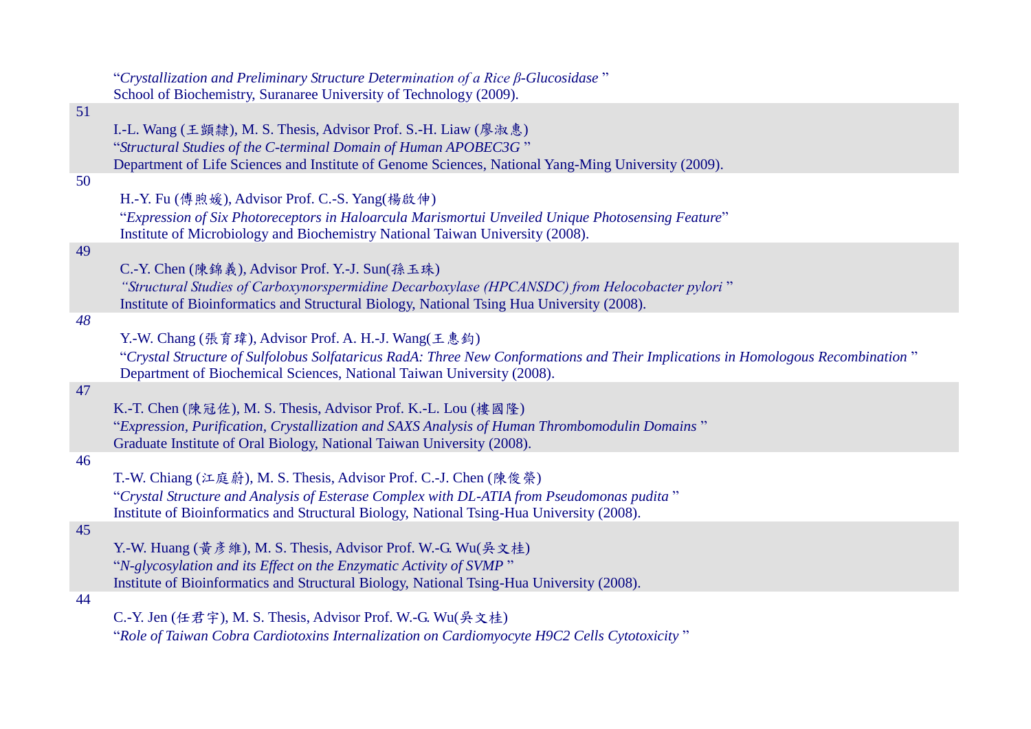"*Crystallization and Preliminary Structure Determination of a Rice β-Glucosidase* "
School of Biochemistry, Suranaree University of Technology (2009).

51

I.-L. Wang (王顗隸), M. S. Thesis, Advisor Prof. S.-H. Liaw (廖淑惠)
"*Structural Studies of the C-terminal Domain of Human APOBEC3G* "
Department of Life Sciences and Institute of Genome Sciences, National Yang-Ming University (2009).

50

H.-Y. Fu (傅煦媛), Advisor Prof. C.-S. Yang(楊啟伸)
"*Expression of Six Photoreceptors in Haloarcula Marismortui Unveiled Unique Photosensing Feature*"
Institute of Microbiology and Biochemistry National Taiwan University (2008).

49

C.-Y. Chen (陳錦義), Advisor Prof. Y.-J. Sun(孫玉珠)
*"Structural Studies of Carboxynorspermidine Decarboxylase (HPCANSDC) from Helocobacter pylori* "
Institute of Bioinformatics and Structural Biology, National Tsing Hua University (2008).

*48*

Y.-W. Chang (張育瑋), Advisor Prof. A. H.-J. Wang(王惠鈞)
"*Crystal Structure of Sulfolobus Solfataricus RadA: Three New Conformations and Their Implications in Homologous Recombination* "
Department of Biochemical Sciences, National Taiwan University (2008).

47

K.-T. Chen (陳冠佐), M. S. Thesis, Advisor Prof. K.-L. Lou (樓國隆)
"*Expression, Purification, Crystallization and SAXS Analysis of Human Thrombomodulin Domains* "
Graduate Institute of Oral Biology, National Taiwan University (2008).

46

T.-W. Chiang (江庭蔚), M. S. Thesis, Advisor Prof. C.-J. Chen (陳俊榮)
"*Crystal Structure and Analysis of Esterase Complex with DL-ATIA from Pseudomonas pudita* "
Institute of Bioinformatics and Structural Biology, National Tsing-Hua University (2008).

45

Y.-W. Huang (黃彥維), M. S. Thesis, Advisor Prof. W.-G. Wu(吳文桂)
"*N-glycosylation and its Effect on the Enzymatic Activity of SVMP* "
Institute of Bioinformatics and Structural Biology, National Tsing-Hua University (2008).

44

C.-Y. Jen (任君宇), M. S. Thesis, Advisor Prof. W.-G. Wu(吳文桂)
"*Role of Taiwan Cobra Cardiotoxins Internalization on Cardiomyocyte H9C2 Cells Cytotoxicity* "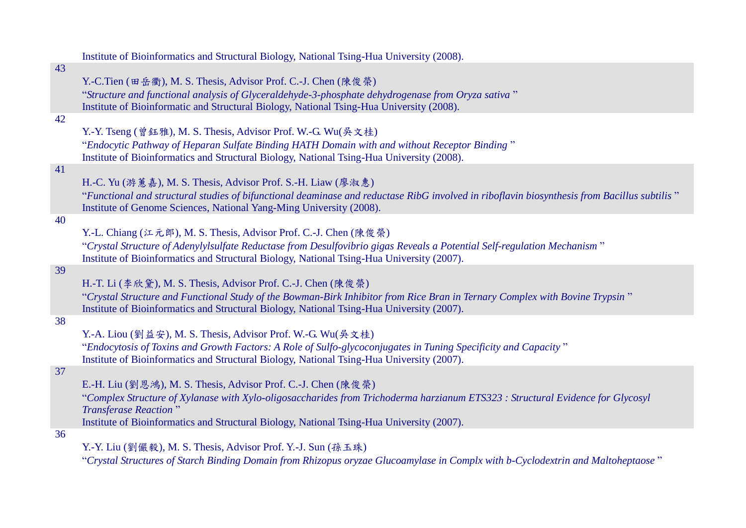Institute of Bioinformatics and Structural Biology, National Tsing-Hua University (2008).

43

Y.-C.Tien (田岳衢), M. S. Thesis, Advisor Prof. C.-J. Chen (陳俊榮)
"*Structure and functional analysis of Glyceraldehyde-3-phosphate dehydrogenase from Oryza sativa* "
Institute of Bioinformatic and Structural Biology, National Tsing-Hua University (2008).

42

Y.-Y. Tseng (曾鈺雅), M. S. Thesis, Advisor Prof. W.-G. Wu(吳文桂)
"*Endocytic Pathway of Heparan Sulfate Binding HATH Domain with and without Receptor Binding* "
Institute of Bioinformatics and Structural Biology, National Tsing-Hua University (2008).

41

H.-C. Yu (游蕙嘉), M. S. Thesis, Advisor Prof. S.-H. Liaw (廖淑惠)
"*Functional and structural studies of bifunctional deaminase and reductase RibG involved in riboflavin biosynthesis from Bacillus subtilis* "
Institute of Genome Sciences, National Yang-Ming University (2008).

40

Y.-L. Chiang (江元郎), M. S. Thesis, Advisor Prof. C.-J. Chen (陳俊榮)
"*Crystal Structure of Adenylylsulfate Reductase from Desulfovibrio gigas Reveals a Potential Self-regulation Mechanism* "
Institute of Bioinformatics and Structural Biology, National Tsing-Hua University (2007).

39

H.-T. Li (李欣黛), M. S. Thesis, Advisor Prof. C.-J. Chen (陳俊榮)
"*Crystal Structure and Functional Study of the Bowman-Birk Inhibitor from Rice Bran in Ternary Complex with Bovine Trypsin* "
Institute of Bioinformatics and Structural Biology, National Tsing-Hua University (2007).

38

Y.-A. Liou (劉益安), M. S. Thesis, Advisor Prof. W.-G. Wu(吳文桂)
"*Endocytosis of Toxins and Growth Factors: A Role of Sulfo-glycoconjugates in Tuning Specificity and Capacity* "
Institute of Bioinformatics and Structural Biology, National Tsing-Hua University (2007).

37

E.-H. Liu (劉恩鴻), M. S. Thesis, Advisor Prof. C.-J. Chen (陳俊榮)
"*Complex Structure of Xylanase with Xylo-oligosaccharides from Trichoderma harzianum ETS323 : Structural Evidence for Glycosyl Transferase Reaction* "
Institute of Bioinformatics and Structural Biology, National Tsing-Hua University (2007).

36

Y.-Y. Liu (劉儷毅), M. S. Thesis, Advisor Prof. Y.-J. Sun (孫玉珠)
"*Crystal Structures of Starch Binding Domain from Rhizopus oryzae Glucoamylase in Complx with b-Cyclodextrin and Maltoheptaose* "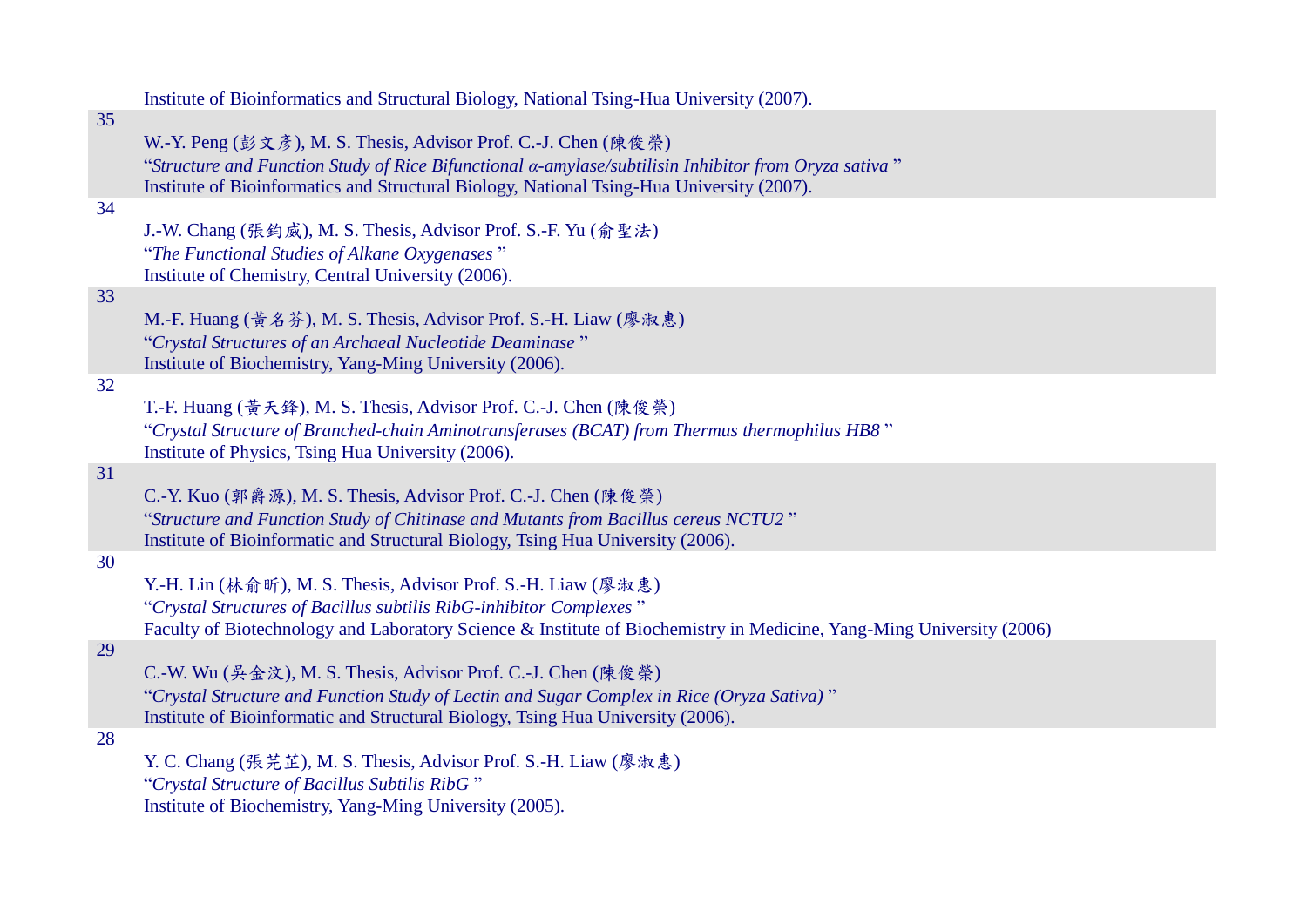Institute of Bioinformatics and Structural Biology, National Tsing-Hua University (2007).

35

W.-Y. Peng (彭文彥), M. S. Thesis, Advisor Prof. C.-J. Chen (陳俊榮)
"*Structure and Function Study of Rice Bifunctional α-amylase/subtilisin Inhibitor from Oryza sativa* "
Institute of Bioinformatics and Structural Biology, National Tsing-Hua University (2007).

34

J.-W. Chang (張鈞威), M. S. Thesis, Advisor Prof. S.-F. Yu (俞聖法)
"*The Functional Studies of Alkane Oxygenases* "
Institute of Chemistry, Central University (2006).

33

M.-F. Huang (黃名芬), M. S. Thesis, Advisor Prof. S.-H. Liaw (廖淑惠)
"*Crystal Structures of an Archaeal Nucleotide Deaminase* "
Institute of Biochemistry, Yang-Ming University (2006).

32

T.-F. Huang (黃天鋒), M. S. Thesis, Advisor Prof. C.-J. Chen (陳俊榮)
"*Crystal Structure of Branched-chain Aminotransferases (BCAT) from Thermus thermophilus HB8* "
Institute of Physics, Tsing Hua University (2006).

31

C.-Y. Kuo (郭爵源), M. S. Thesis, Advisor Prof. C.-J. Chen (陳俊榮)
"*Structure and Function Study of Chitinase and Mutants from Bacillus cereus NCTU2* "
Institute of Bioinformatic and Structural Biology, Tsing Hua University (2006).

30

Y.-H. Lin (林俞昕), M. S. Thesis, Advisor Prof. S.-H. Liaw (廖淑惠)
"*Crystal Structures of Bacillus subtilis RibG-inhibitor Complexes* "
Faculty of Biotechnology and Laboratory Science & Institute of Biochemistry in Medicine, Yang-Ming University (2006)

29

C.-W. Wu (吳金汶), M. S. Thesis, Advisor Prof. C.-J. Chen (陳俊榮)
"*Crystal Structure and Function Study of Lectin and Sugar Complex in Rice (Oryza Sativa)* "
Institute of Bioinformatic and Structural Biology, Tsing Hua University (2006).

28

Y. C. Chang (張芫芷), M. S. Thesis, Advisor Prof. S.-H. Liaw (廖淑惠)
"*Crystal Structure of Bacillus Subtilis RibG* "
Institute of Biochemistry, Yang-Ming University (2005).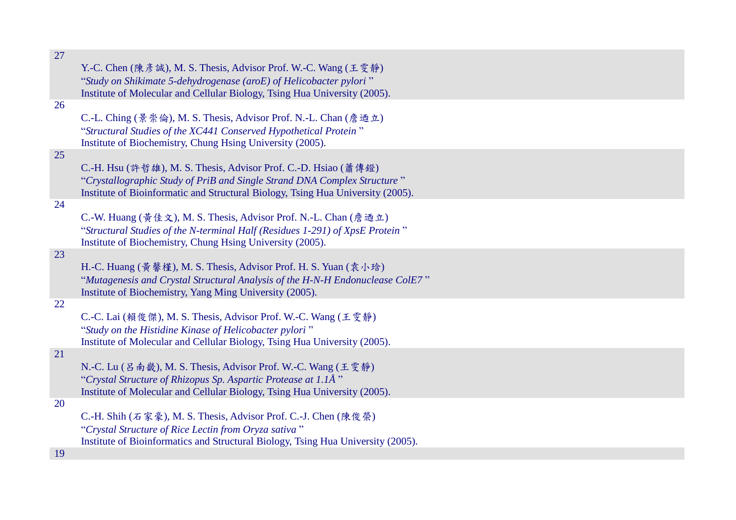27

Y.-C. Chen (陳彥誠), M. S. Thesis, Advisor Prof. W.-C. Wang (王雯靜)
"*Study on Shikimate 5-dehydrogenase (aroE) of Helicobacter pylori* "
Institute of Molecular and Cellular Biology, Tsing Hua University (2005).

26

C.-L. Ching (景崇倫), M. S. Thesis, Advisor Prof. N.-L. Chan (詹迺立)
"*Structural Studies of the XC441 Conserved Hypothetical Protein* "
Institute of Biochemistry, Chung Hsing University (2005).

25

C.-H. Hsu (許哲雄), M. S. Thesis, Advisor Prof. C.-D. Hsiao (蕭傳鐙)
"*Crystallographic Study of PriB and Single Strand DNA Complex Structure* "
Institute of Bioinformatic and Structural Biology, Tsing Hua University (2005).

24

C.-W. Huang (黃佳文), M. S. Thesis, Advisor Prof. N.-L. Chan (詹迺立)
"*Structural Studies of the N-terminal Half (Residues 1-291) of XpsE Protein* "
Institute of Biochemistry, Chung Hsing University (2005).

23

H.-C. Huang (黃馨槿), M. S. Thesis, Advisor Prof. H. S. Yuan (袁小玲)
"*Mutagenesis and Crystal Structural Analysis of the H-N-H Endonuclease ColE7* "
Institute of Biochemistry, Yang Ming University (2005).

22

C.-C. Lai (賴俊傑), M. S. Thesis, Advisor Prof. W.-C. Wang (王雯靜)
"*Study on the Histidine Kinase of Helicobacter pylori* "
Institute of Molecular and Cellular Biology, Tsing Hua University (2005).

21

N.-C. Lu (呂南畿), M. S. Thesis, Advisor Prof. W.-C. Wang (王雯靜)
"*Crystal Structure of Rhizopus Sp. Aspartic Protease at 1.1Å* "
Institute of Molecular and Cellular Biology, Tsing Hua University (2005).

20

C.-H. Shih (石家豪), M. S. Thesis, Advisor Prof. C.-J. Chen (陳俊榮)
"*Crystal Structure of Rice Lectin from Oryza sativa* "
Institute of Bioinformatics and Structural Biology, Tsing Hua University (2005).

19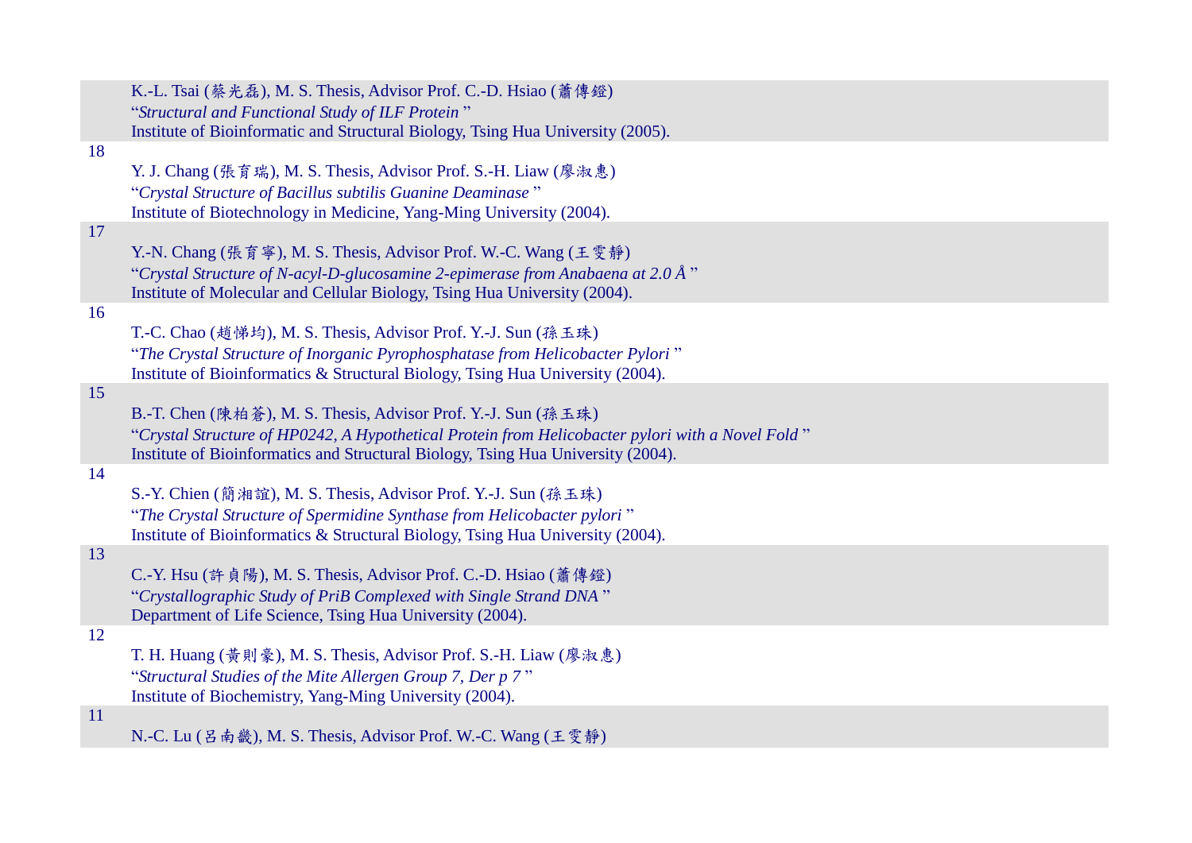K.-L. Tsai (蔡光磊), M. S. Thesis, Advisor Prof. C.-D. Hsiao (蕭傳鐙)
"*Structural and Functional Study of ILF Protein* "
Institute of Bioinformatic and Structural Biology, Tsing Hua University (2005).

18

Y. J. Chang (張育瑞), M. S. Thesis, Advisor Prof. S.-H. Liaw (廖淑惠)
"*Crystal Structure of Bacillus subtilis Guanine Deaminase* "
Institute of Biotechnology in Medicine, Yang-Ming University (2004).

17

Y.-N. Chang (張育寧), M. S. Thesis, Advisor Prof. W.-C. Wang (王雯靜)
"*Crystal Structure of N-acyl-D-glucosamine 2-epimerase from Anabaena at 2.0 Å* "
Institute of Molecular and Cellular Biology, Tsing Hua University (2004).

16

T.-C. Chao (趙悌均), M. S. Thesis, Advisor Prof. Y.-J. Sun (孫玉珠)
"*The Crystal Structure of Inorganic Pyrophosphatase from Helicobacter Pylori* "
Institute of Bioinformatics & Structural Biology, Tsing Hua University (2004).

15

B.-T. Chen (陳柏蒼), M. S. Thesis, Advisor Prof. Y.-J. Sun (孫玉珠)
"*Crystal Structure of HP0242, A Hypothetical Protein from Helicobacter pylori with a Novel Fold* "
Institute of Bioinformatics and Structural Biology, Tsing Hua University (2004).

14

S.-Y. Chien (簡湘誼), M. S. Thesis, Advisor Prof. Y.-J. Sun (孫玉珠)
"*The Crystal Structure of Spermidine Synthase from Helicobacter pylori* "
Institute of Bioinformatics & Structural Biology, Tsing Hua University (2004).

13

C.-Y. Hsu (許貞陽), M. S. Thesis, Advisor Prof. C.-D. Hsiao (蕭傳鐙)
"*Crystallographic Study of PriB Complexed with Single Strand DNA* "
Department of Life Science, Tsing Hua University (2004).

12

T. H. Huang (黃則豪), M. S. Thesis, Advisor Prof. S.-H. Liaw (廖淑惠)
"*Structural Studies of the Mite Allergen Group 7, Der p 7* "
Institute of Biochemistry, Yang-Ming University (2004).

11

N.-C. Lu (呂南畿), M. S. Thesis, Advisor Prof. W.-C. Wang (王雯靜)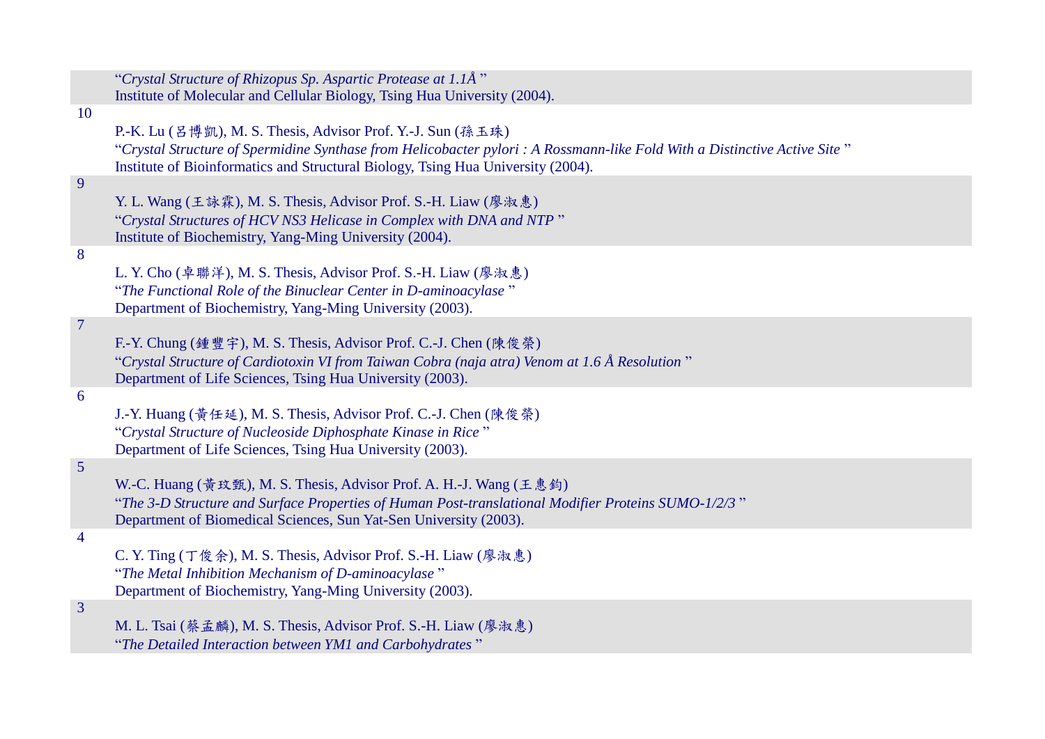"*Crystal Structure of Rhizopus Sp. Aspartic Protease at 1.1Å* "
Institute of Molecular and Cellular Biology, Tsing Hua University (2004).

10

P.-K. Lu (呂博凱), M. S. Thesis, Advisor Prof. Y.-J. Sun (孫玉珠)
"*Crystal Structure of Spermidine Synthase from Helicobacter pylori : A Rossmann-like Fold With a Distinctive Active Site* "
Institute of Bioinformatics and Structural Biology, Tsing Hua University (2004).

9

Y. L. Wang (王詠霖), M. S. Thesis, Advisor Prof. S.-H. Liaw (廖淑惠)
"*Crystal Structures of HCV NS3 Helicase in Complex with DNA and NTP* "
Institute of Biochemistry, Yang-Ming University (2004).

8

L. Y. Cho (卓聯洋), M. S. Thesis, Advisor Prof. S.-H. Liaw (廖淑惠)
"*The Functional Role of the Binuclear Center in D-aminoacylase* "
Department of Biochemistry, Yang-Ming University (2003).

7

F.-Y. Chung (鍾豐宇), M. S. Thesis, Advisor Prof. C.-J. Chen (陳俊榮)
"*Crystal Structure of Cardiotoxin VI from Taiwan Cobra (naja atra) Venom at 1.6 Å Resolution* "
Department of Life Sciences, Tsing Hua University (2003).

6

J.-Y. Huang (黃任延), M. S. Thesis, Advisor Prof. C.-J. Chen (陳俊榮)
"*Crystal Structure of Nucleoside Diphosphate Kinase in Rice* "
Department of Life Sciences, Tsing Hua University (2003).

5

W.-C. Huang (黃玟甄), M. S. Thesis, Advisor Prof. A. H.-J. Wang (王惠鈞)
"*The 3-D Structure and Surface Properties of Human Post-translational Modifier Proteins SUMO-1/2/3* "
Department of Biomedical Sciences, Sun Yat-Sen University (2003).

4

C. Y. Ting (丁俊余), M. S. Thesis, Advisor Prof. S.-H. Liaw (廖淑惠)
"*The Metal Inhibition Mechanism of D-aminoacylase* "
Department of Biochemistry, Yang-Ming University (2003).

3

M. L. Tsai (蔡孟麟), M. S. Thesis, Advisor Prof. S.-H. Liaw (廖淑惠)
"*The Detailed Interaction between YM1 and Carbohydrates* "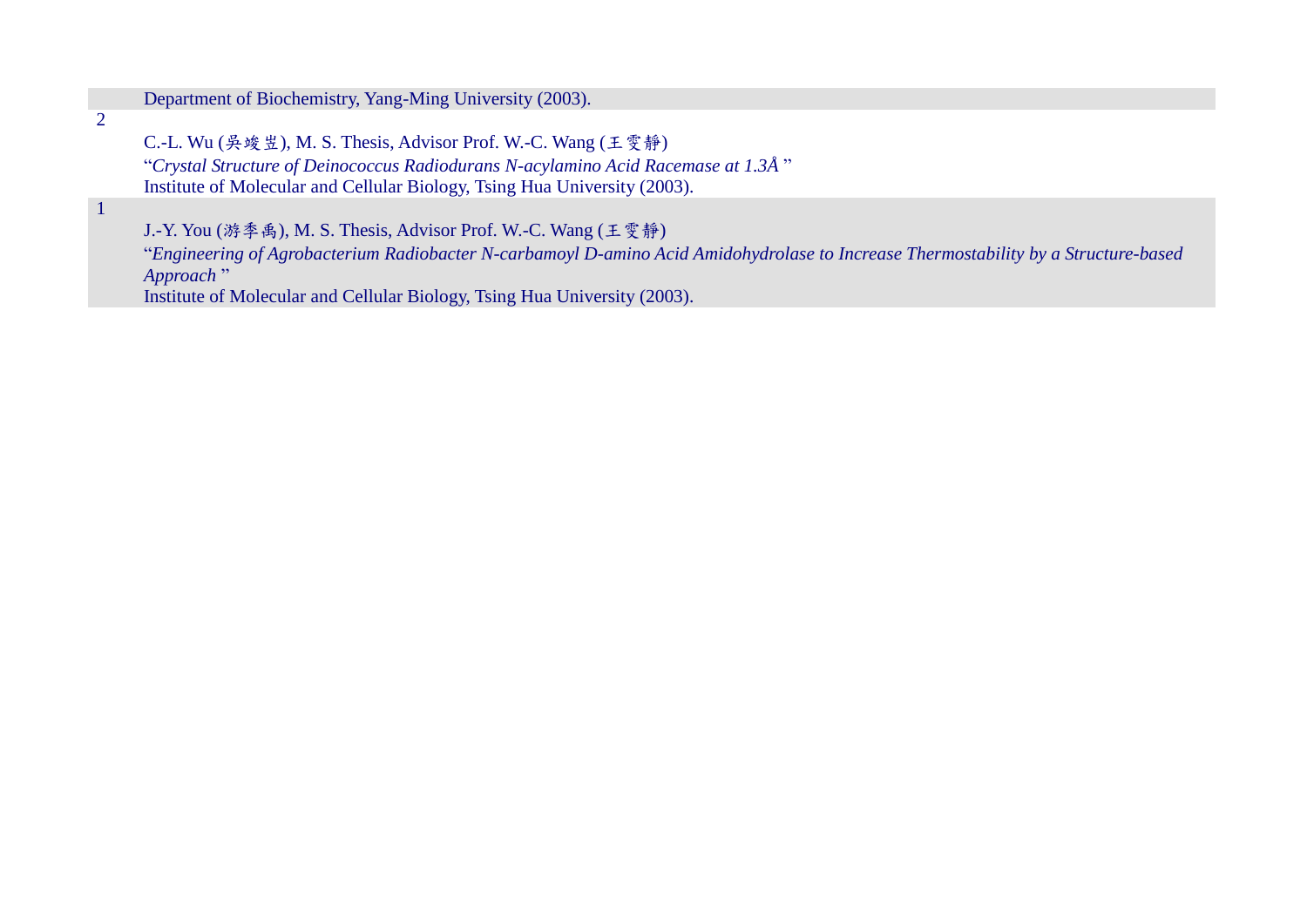Department of Biochemistry, Yang-Ming University (2003).

2

C.-L. Wu (吳竣豈), M. S. Thesis, Advisor Prof. W.-C. Wang (王雯靜)
"*Crystal Structure of Deinococcus Radiodurans N-acylamino Acid Racemase at 1.3Å* "
Institute of Molecular and Cellular Biology, Tsing Hua University (2003).

1

J.-Y. You (游季禹), M. S. Thesis, Advisor Prof. W.-C. Wang (王雯靜)
"*Engineering of Agrobacterium Radiobacter N-carbamoyl D-amino Acid Amidohydrolase to Increase Thermostability by a Structure-based Approach* "
Institute of Molecular and Cellular Biology, Tsing Hua University (2003).